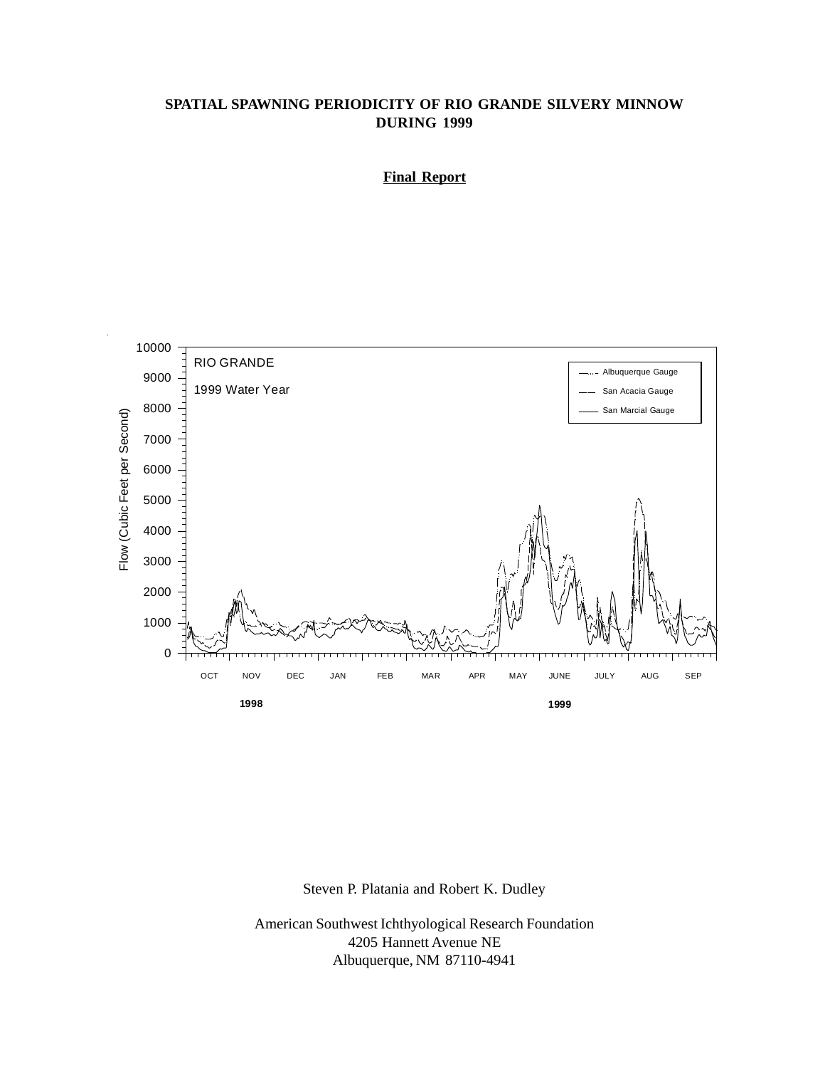# SPATIAL SPAWNING PERIODICITY OF RIO GRANDE SILVERY MINNOW DURING 1999

**Final Report**

Steven P. Platania and Robert K. Dudley

American Southwest Ichthyological Research Foundation
4205 Hannett Avenue NE
Albuquerque, NM 87110-4941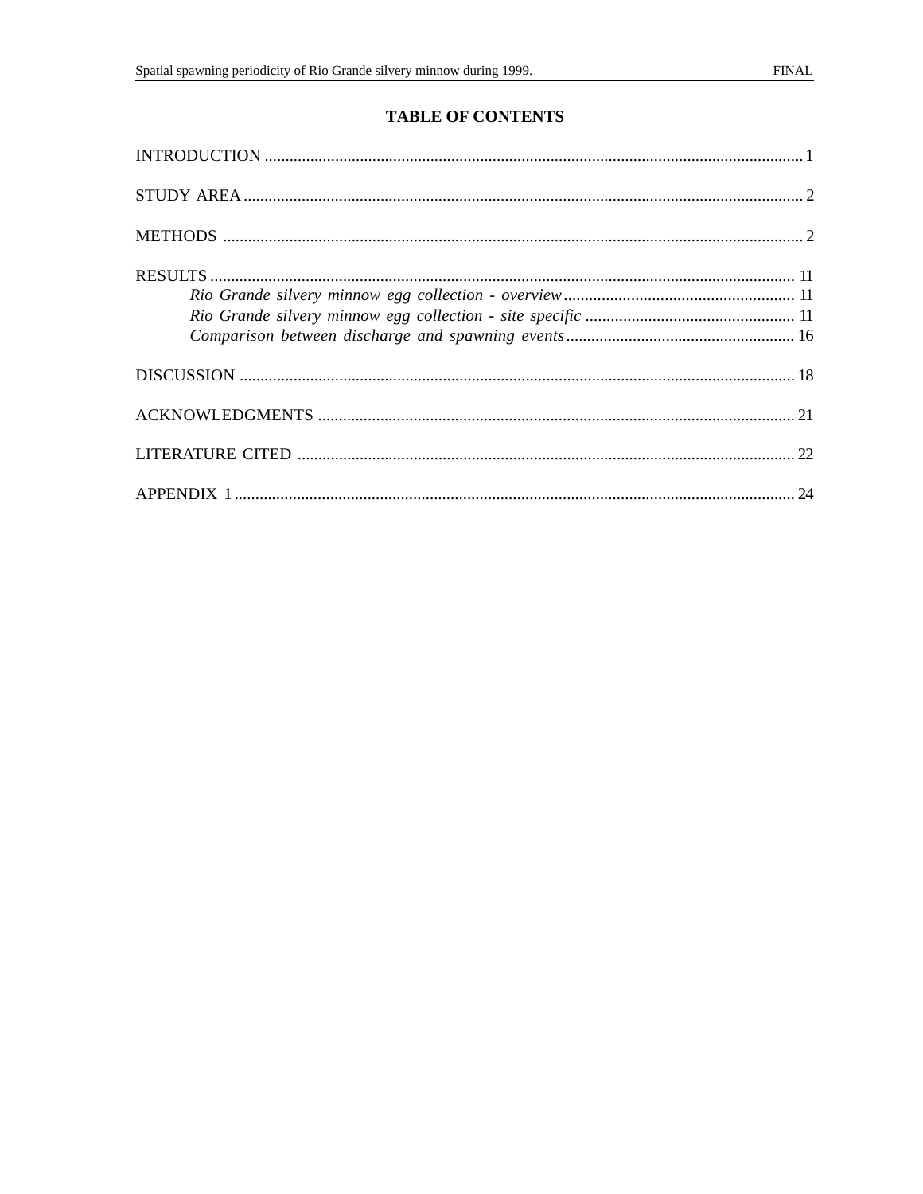# TABLE OF CONTENTS

INTRODUCTION ........................................................................................................................ 1

STUDY AREA ............................................................................................................................ 2

METHODS ................................................................................................................................. 2

RESULTS ................................................................................................................................. 11
    *Rio Grande silvery minnow egg collection - overview* ....................................................... 11
    *Rio Grande silvery minnow egg collection - site specific* .................................................. 11
    *Comparison between discharge and spawning events* ....................................................... 16

DISCUSSION ........................................................................................................................... 18

ACKNOWLEDGMENTS ......................................................................................................... 21

LITERATURE CITED .............................................................................................................. 22

APPENDIX 1 ............................................................................................................................ 24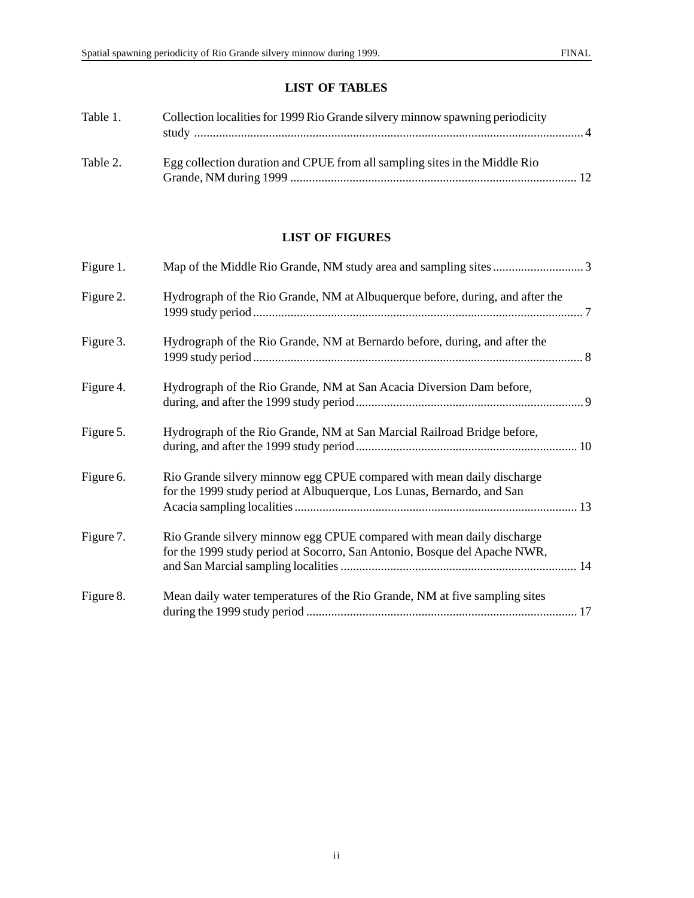## LIST OF TABLES

| | | |
|---|---|---|
| Table 1. | Collection localities for 1999 Rio Grande silvery minnow spawning periodicity study | 4 |
| Table 2. | Egg collection duration and CPUE from all sampling sites in the Middle Rio Grande, NM during 1999 | 12 |

## LIST OF FIGURES

| | | |
|---|---|---|
| Figure 1. | Map of the Middle Rio Grande, NM study area and sampling sites | 3 |
| Figure 2. | Hydrograph of the Rio Grande, NM at Albuquerque before, during, and after the 1999 study period | 7 |
| Figure 3. | Hydrograph of the Rio Grande, NM at Bernardo before, during, and after the 1999 study period | 8 |
| Figure 4. | Hydrograph of the Rio Grande, NM at San Acacia Diversion Dam before, during, and after the 1999 study period | 9 |
| Figure 5. | Hydrograph of the Rio Grande, NM at San Marcial Railroad Bridge before, during, and after the 1999 study period | 10 |
| Figure 6. | Rio Grande silvery minnow egg CPUE compared with mean daily discharge for the 1999 study period at Albuquerque, Los Lunas, Bernardo, and San Acacia sampling localities | 13 |
| Figure 7. | Rio Grande silvery minnow egg CPUE compared with mean daily discharge for the 1999 study period at Socorro, San Antonio, Bosque del Apache NWR, and San Marcial sampling localities | 14 |
| Figure 8. | Mean daily water temperatures of the Rio Grande, NM at five sampling sites during the 1999 study period | 17 |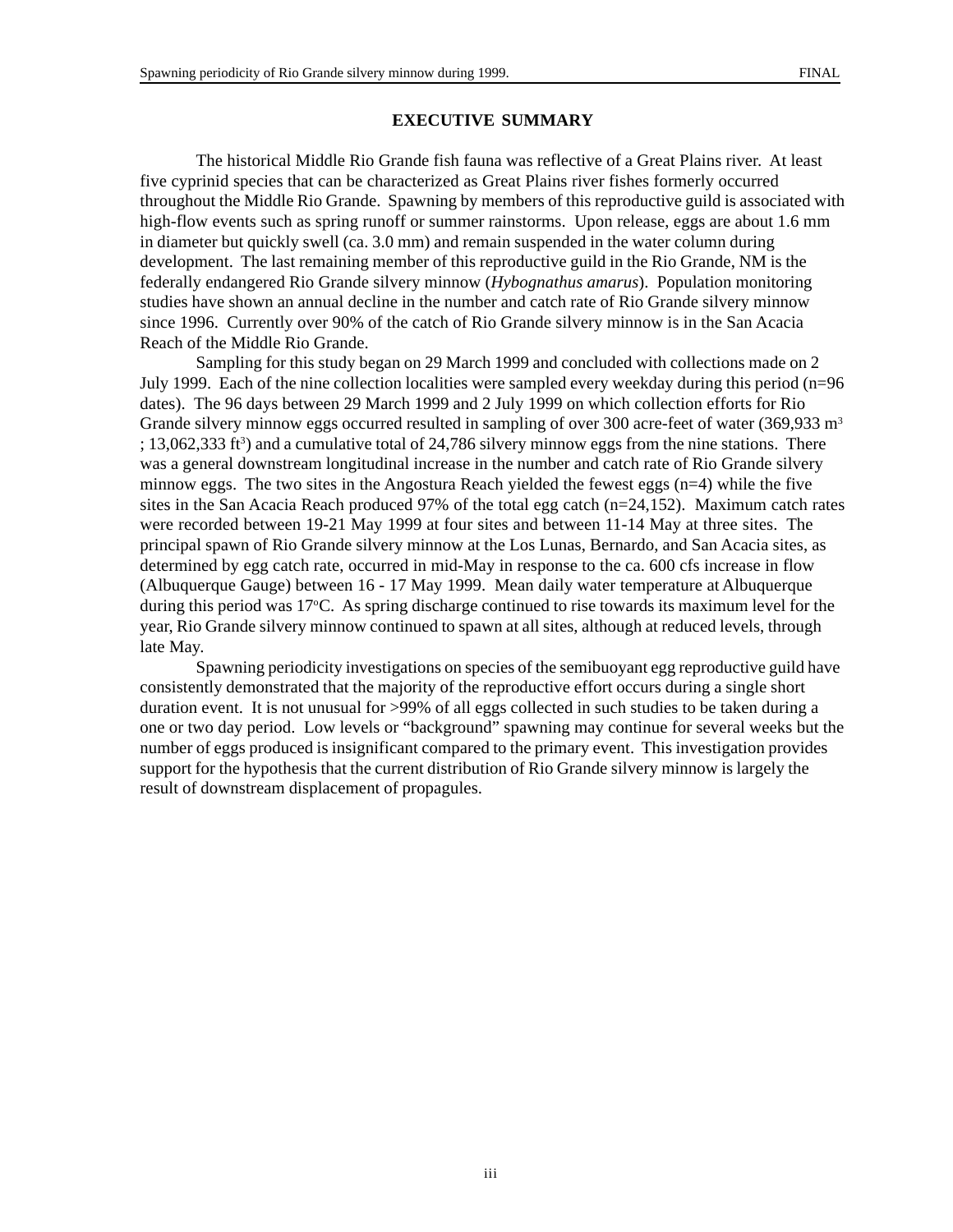## EXECUTIVE SUMMARY

The historical Middle Rio Grande fish fauna was reflective of a Great Plains river. At least five cyprinid species that can be characterized as Great Plains river fishes formerly occurred throughout the Middle Rio Grande. Spawning by members of this reproductive guild is associated with high-flow events such as spring runoff or summer rainstorms. Upon release, eggs are about 1.6 mm in diameter but quickly swell (ca. 3.0 mm) and remain suspended in the water column during development. The last remaining member of this reproductive guild in the Rio Grande, NM is the federally endangered Rio Grande silvery minnow (*Hybognathus amarus*). Population monitoring studies have shown an annual decline in the number and catch rate of Rio Grande silvery minnow since 1996. Currently over 90% of the catch of Rio Grande silvery minnow is in the San Acacia Reach of the Middle Rio Grande.

Sampling for this study began on 29 March 1999 and concluded with collections made on 2 July 1999. Each of the nine collection localities were sampled every weekday during this period (n=96 dates). The 96 days between 29 March 1999 and 2 July 1999 on which collection efforts for Rio Grande silvery minnow eggs occurred resulted in sampling of over 300 acre-feet of water (369,933 $m^3$ ; 13,062,333 $ft^3$) and a cumulative total of 24,786 silvery minnow eggs from the nine stations. There was a general downstream longitudinal increase in the number and catch rate of Rio Grande silvery minnow eggs. The two sites in the Angostura Reach yielded the fewest eggs (n=4) while the five sites in the San Acacia Reach produced 97% of the total egg catch (n=24,152). Maximum catch rates were recorded between 19-21 May 1999 at four sites and between 11-14 May at three sites. The principal spawn of Rio Grande silvery minnow at the Los Lunas, Bernardo, and San Acacia sites, as determined by egg catch rate, occurred in mid-May in response to the ca. 600 cfs increase in flow (Albuquerque Gauge) between 16 - 17 May 1999. Mean daily water temperature at Albuquerque during this period was 17°C. As spring discharge continued to rise towards its maximum level for the year, Rio Grande silvery minnow continued to spawn at all sites, although at reduced levels, through late May.

Spawning periodicity investigations on species of the semibuoyant egg reproductive guild have consistently demonstrated that the majority of the reproductive effort occurs during a single short duration event. It is not unusual for >99% of all eggs collected in such studies to be taken during a one or two day period. Low levels or "background" spawning may continue for several weeks but the number of eggs produced is insignificant compared to the primary event. This investigation provides support for the hypothesis that the current distribution of Rio Grande silvery minnow is largely the result of downstream displacement of propagules.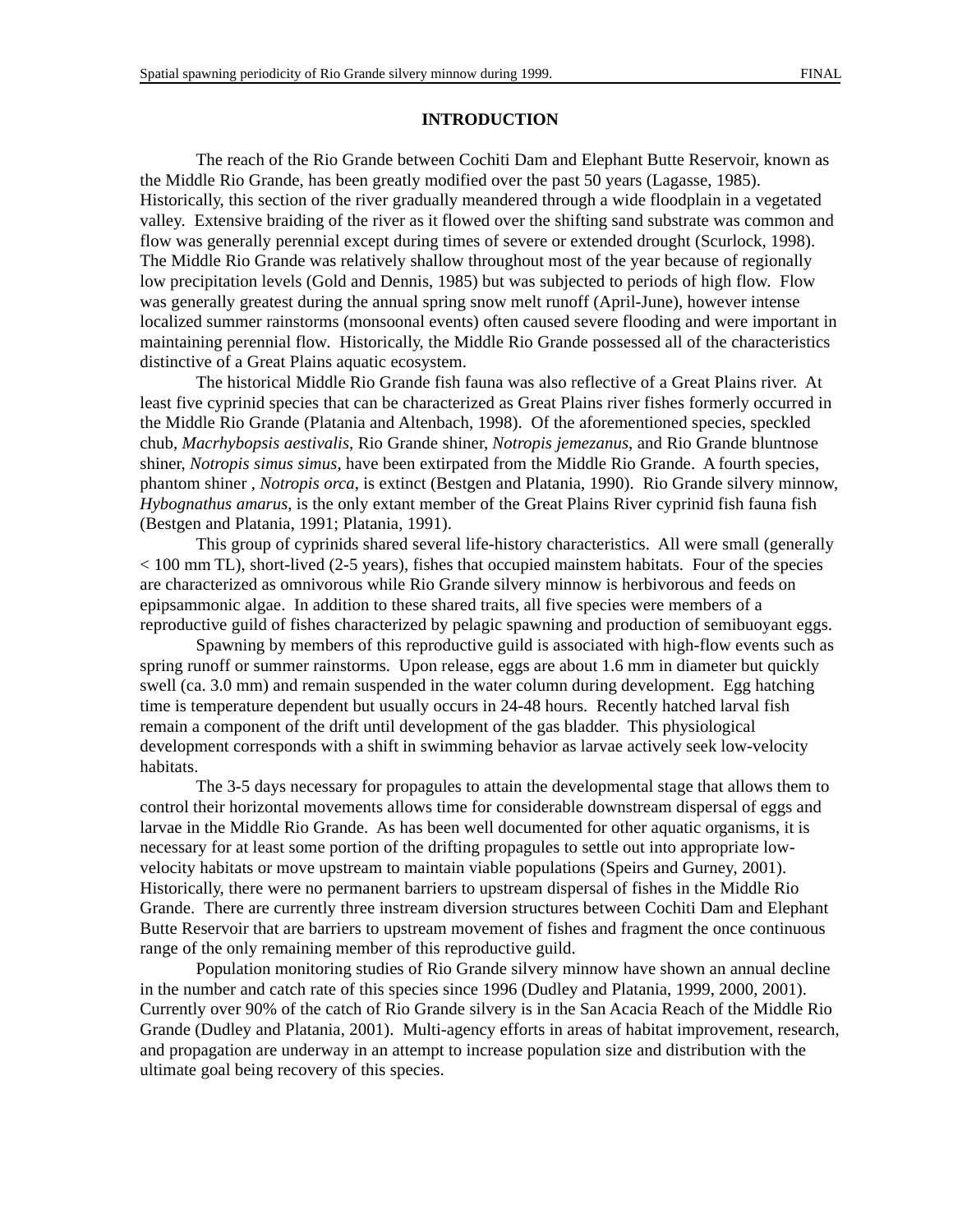## INTRODUCTION

The reach of the Rio Grande between Cochiti Dam and Elephant Butte Reservoir, known as the Middle Rio Grande, has been greatly modified over the past 50 years (Lagasse, 1985). Historically, this section of the river gradually meandered through a wide floodplain in a vegetated valley. Extensive braiding of the river as it flowed over the shifting sand substrate was common and flow was generally perennial except during times of severe or extended drought (Scurlock, 1998). The Middle Rio Grande was relatively shallow throughout most of the year because of regionally low precipitation levels (Gold and Dennis, 1985) but was subjected to periods of high flow. Flow was generally greatest during the annual spring snow melt runoff (April-June), however intense localized summer rainstorms (monsoonal events) often caused severe flooding and were important in maintaining perennial flow. Historically, the Middle Rio Grande possessed all of the characteristics distinctive of a Great Plains aquatic ecosystem.

The historical Middle Rio Grande fish fauna was also reflective of a Great Plains river. At least five cyprinid species that can be characterized as Great Plains river fishes formerly occurred in the Middle Rio Grande (Platania and Altenbach, 1998). Of the aforementioned species, speckled chub, *Macrhybopsis aestivalis*, Rio Grande shiner, *Notropis jemezanus*, and Rio Grande bluntnose shiner, *Notropis simus simus*, have been extirpated from the Middle Rio Grande. A fourth species, phantom shiner , *Notropis orca*, is extinct (Bestgen and Platania, 1990). Rio Grande silvery minnow, *Hybognathus amarus*, is the only extant member of the Great Plains River cyprinid fish fauna fish (Bestgen and Platania, 1991; Platania, 1991).

This group of cyprinids shared several life-history characteristics. All were small (generally < 100 mm TL), short-lived (2-5 years), fishes that occupied mainstem habitats. Four of the species are characterized as omnivorous while Rio Grande silvery minnow is herbivorous and feeds on epipsammonic algae. In addition to these shared traits, all five species were members of a reproductive guild of fishes characterized by pelagic spawning and production of semibuoyant eggs.

Spawning by members of this reproductive guild is associated with high-flow events such as spring runoff or summer rainstorms. Upon release, eggs are about 1.6 mm in diameter but quickly swell (ca. 3.0 mm) and remain suspended in the water column during development. Egg hatching time is temperature dependent but usually occurs in 24-48 hours. Recently hatched larval fish remain a component of the drift until development of the gas bladder. This physiological development corresponds with a shift in swimming behavior as larvae actively seek low-velocity habitats.

The 3-5 days necessary for propagules to attain the developmental stage that allows them to control their horizontal movements allows time for considerable downstream dispersal of eggs and larvae in the Middle Rio Grande. As has been well documented for other aquatic organisms, it is necessary for at least some portion of the drifting propagules to settle out into appropriate low-velocity habitats or move upstream to maintain viable populations (Speirs and Gurney, 2001). Historically, there were no permanent barriers to upstream dispersal of fishes in the Middle Rio Grande. There are currently three instream diversion structures between Cochiti Dam and Elephant Butte Reservoir that are barriers to upstream movement of fishes and fragment the once continuous range of the only remaining member of this reproductive guild.

Population monitoring studies of Rio Grande silvery minnow have shown an annual decline in the number and catch rate of this species since 1996 (Dudley and Platania, 1999, 2000, 2001). Currently over 90% of the catch of Rio Grande silvery is in the San Acacia Reach of the Middle Rio Grande (Dudley and Platania, 2001). Multi-agency efforts in areas of habitat improvement, research, and propagation are underway in an attempt to increase population size and distribution with the ultimate goal being recovery of this species.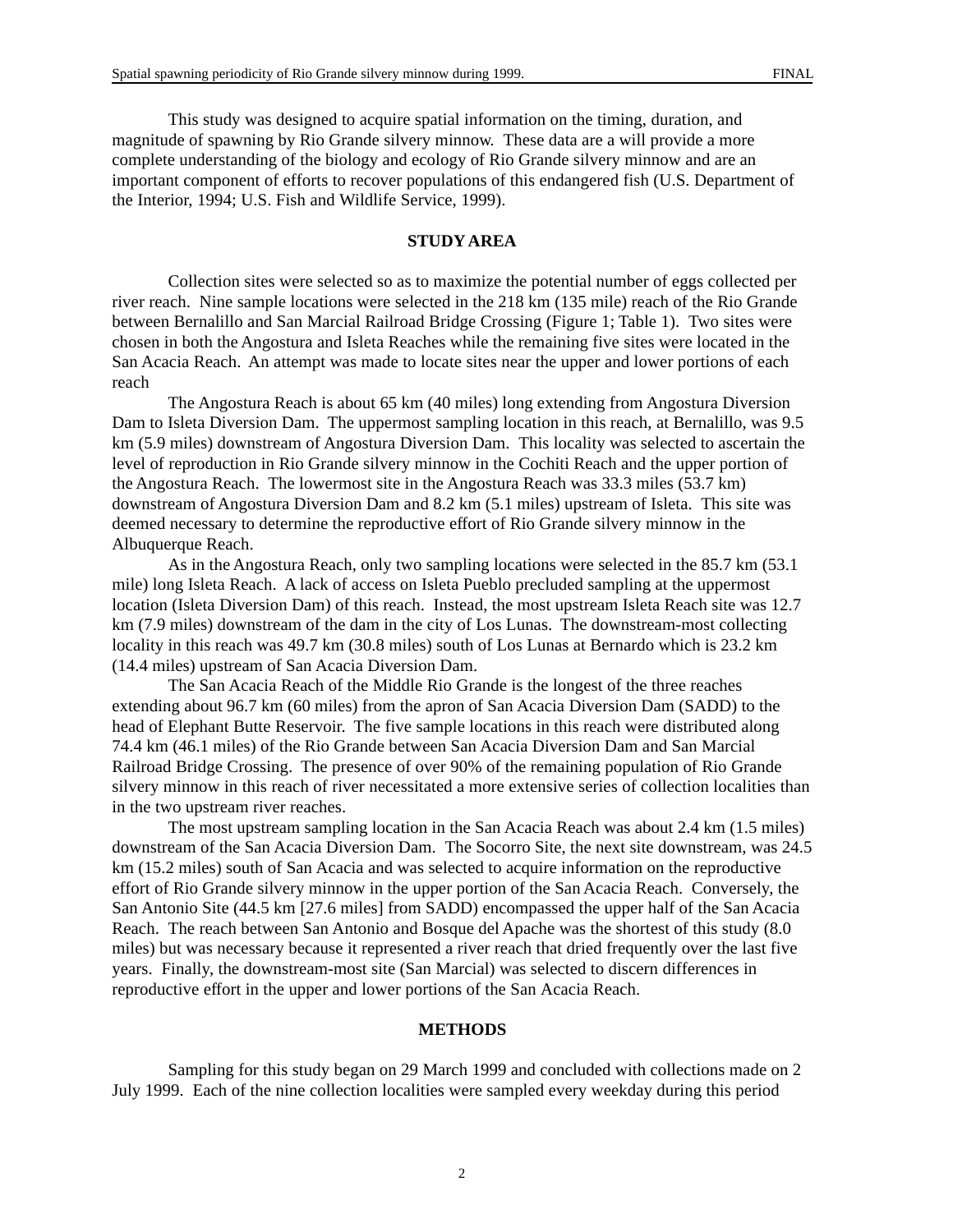This study was designed to acquire spatial information on the timing, duration, and magnitude of spawning by Rio Grande silvery minnow. These data are a will provide a more complete understanding of the biology and ecology of Rio Grande silvery minnow and are an important component of efforts to recover populations of this endangered fish (U.S. Department of the Interior, 1994; U.S. Fish and Wildlife Service, 1999).

## STUDY AREA

Collection sites were selected so as to maximize the potential number of eggs collected per river reach. Nine sample locations were selected in the 218 km (135 mile) reach of the Rio Grande between Bernalillo and San Marcial Railroad Bridge Crossing (Figure 1; Table 1). Two sites were chosen in both the Angostura and Isleta Reaches while the remaining five sites were located in the San Acacia Reach. An attempt was made to locate sites near the upper and lower portions of each reach

The Angostura Reach is about 65 km (40 miles) long extending from Angostura Diversion Dam to Isleta Diversion Dam. The uppermost sampling location in this reach, at Bernalillo, was 9.5 km (5.9 miles) downstream of Angostura Diversion Dam. This locality was selected to ascertain the level of reproduction in Rio Grande silvery minnow in the Cochiti Reach and the upper portion of the Angostura Reach. The lowermost site in the Angostura Reach was 33.3 miles (53.7 km) downstream of Angostura Diversion Dam and 8.2 km (5.1 miles) upstream of Isleta. This site was deemed necessary to determine the reproductive effort of Rio Grande silvery minnow in the Albuquerque Reach.

As in the Angostura Reach, only two sampling locations were selected in the 85.7 km (53.1 mile) long Isleta Reach. A lack of access on Isleta Pueblo precluded sampling at the uppermost location (Isleta Diversion Dam) of this reach. Instead, the most upstream Isleta Reach site was 12.7 km (7.9 miles) downstream of the dam in the city of Los Lunas. The downstream-most collecting locality in this reach was 49.7 km (30.8 miles) south of Los Lunas at Bernardo which is 23.2 km (14.4 miles) upstream of San Acacia Diversion Dam.

The San Acacia Reach of the Middle Rio Grande is the longest of the three reaches extending about 96.7 km (60 miles) from the apron of San Acacia Diversion Dam (SADD) to the head of Elephant Butte Reservoir. The five sample locations in this reach were distributed along 74.4 km (46.1 miles) of the Rio Grande between San Acacia Diversion Dam and San Marcial Railroad Bridge Crossing. The presence of over 90% of the remaining population of Rio Grande silvery minnow in this reach of river necessitated a more extensive series of collection localities than in the two upstream river reaches.

The most upstream sampling location in the San Acacia Reach was about 2.4 km (1.5 miles) downstream of the San Acacia Diversion Dam. The Socorro Site, the next site downstream, was 24.5 km (15.2 miles) south of San Acacia and was selected to acquire information on the reproductive effort of Rio Grande silvery minnow in the upper portion of the San Acacia Reach. Conversely, the San Antonio Site (44.5 km [27.6 miles] from SADD) encompassed the upper half of the San Acacia Reach. The reach between San Antonio and Bosque del Apache was the shortest of this study (8.0 miles) but was necessary because it represented a river reach that dried frequently over the last five years. Finally, the downstream-most site (San Marcial) was selected to discern differences in reproductive effort in the upper and lower portions of the San Acacia Reach.

## METHODS

Sampling for this study began on 29 March 1999 and concluded with collections made on 2 July 1999. Each of the nine collection localities were sampled every weekday during this period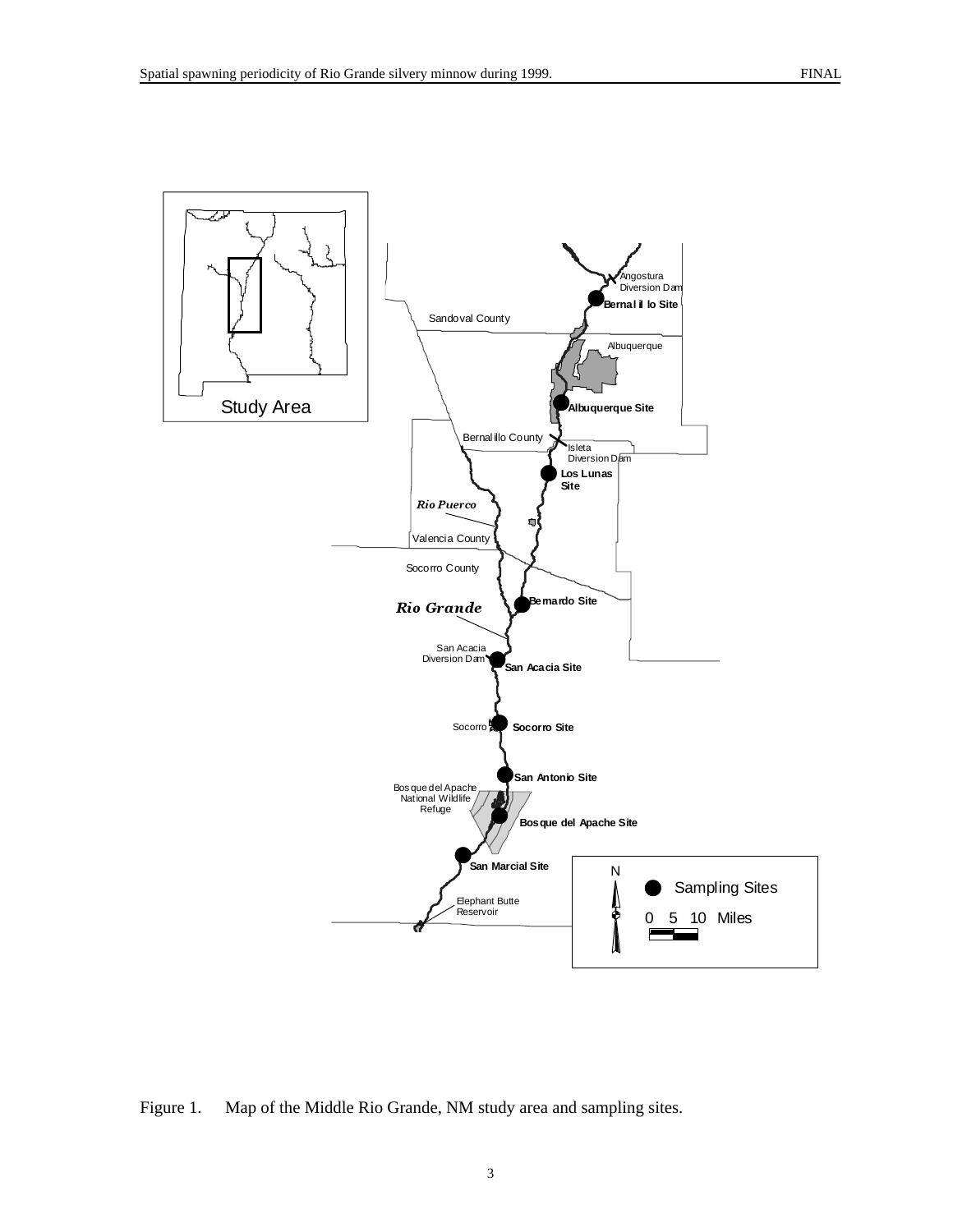Figure 1. Map of the Middle Rio Grande, NM study area and sampling sites.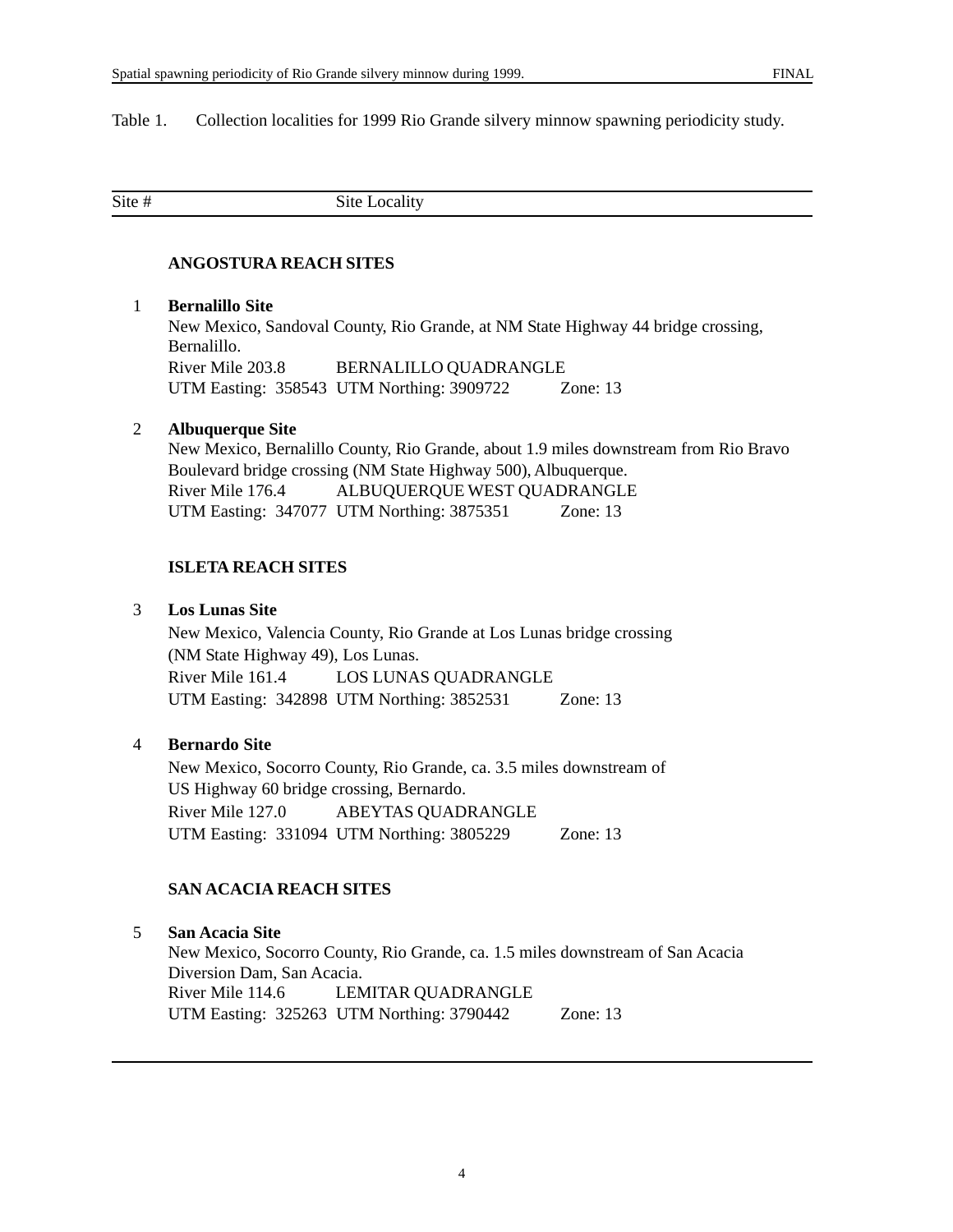Table 1. Collection localities for 1999 Rio Grande silvery minnow spawning periodicity study.

| Site # | Site Locality |
|---|---|
| | **ANGOSTURA REACH SITES** |
| 1 | **Bernalillo Site**<br>New Mexico, Sandoval County, Rio Grande, at NM State Highway 44 bridge crossing, Bernalillo.<br>River Mile 203.8 BERNALILLO QUADRANGLE<br>UTM Easting: 358543 UTM Northing: 3909722 Zone: 13 |
| 2 | **Albuquerque Site**<br>New Mexico, Bernalillo County, Rio Grande, about 1.9 miles downstream from Rio Bravo Boulevard bridge crossing (NM State Highway 500), Albuquerque.<br>River Mile 176.4 ALBUQUERQUE WEST QUADRANGLE<br>UTM Easting: 347077 UTM Northing: 3875351 Zone: 13 |
| | **ISLETA REACH SITES** |
| 3 | **Los Lunas Site**<br>New Mexico, Valencia County, Rio Grande at Los Lunas bridge crossing (NM State Highway 49), Los Lunas.<br>River Mile 161.4 LOS LUNAS QUADRANGLE<br>UTM Easting: 342898 UTM Northing: 3852531 Zone: 13 |
| 4 | **Bernardo Site**<br>New Mexico, Socorro County, Rio Grande, ca. 3.5 miles downstream of US Highway 60 bridge crossing, Bernardo.<br>River Mile 127.0 ABEYTAS QUADRANGLE<br>UTM Easting: 331094 UTM Northing: 3805229 Zone: 13 |
| | **SAN ACACIA REACH SITES** |
| 5 | **San Acacia Site**<br>New Mexico, Socorro County, Rio Grande, ca. 1.5 miles downstream of San Acacia Diversion Dam, San Acacia.<br>River Mile 114.6 LEMITAR QUADRANGLE<br>UTM Easting: 325263 UTM Northing: 3790442 Zone: 13 |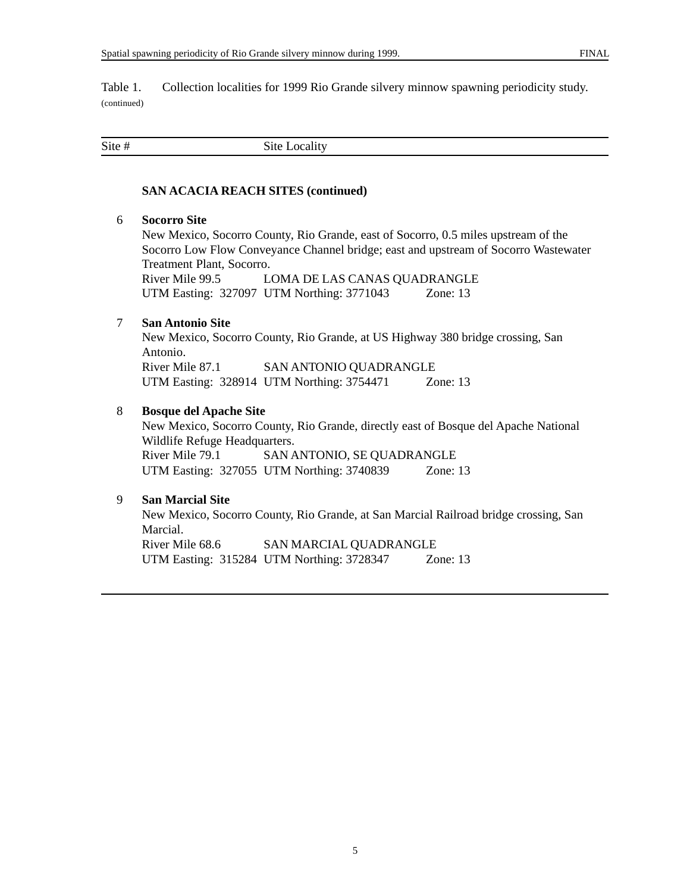Table 1. Collection localities for 1999 Rio Grande silvery minnow spawning periodicity study. (continued)

| Site # | Site Locality |
|---|---|
| | **SAN ACACIA REACH SITES (continued)** |
| 6 | **Socorro Site**<br>New Mexico, Socorro County, Rio Grande, east of Socorro, 0.5 miles upstream of the Socorro Low Flow Conveyance Channel bridge; east and upstream of Socorro Wastewater Treatment Plant, Socorro.<br>River Mile 99.5 LOMA DE LAS CANAS QUADRANGLE<br>UTM Easting: 327097 UTM Northing: 3771043 Zone: 13 |
| 7 | **San Antonio Site**<br>New Mexico, Socorro County, Rio Grande, at US Highway 380 bridge crossing, San Antonio.<br>River Mile 87.1 SAN ANTONIO QUADRANGLE<br>UTM Easting: 328914 UTM Northing: 3754471 Zone: 13 |
| 8 | **Bosque del Apache Site**<br>New Mexico, Socorro County, Rio Grande, directly east of Bosque del Apache National Wildlife Refuge Headquarters.<br>River Mile 79.1 SAN ANTONIO, SE QUADRANGLE<br>UTM Easting: 327055 UTM Northing: 3740839 Zone: 13 |
| 9 | **San Marcial Site**<br>New Mexico, Socorro County, Rio Grande, at San Marcial Railroad bridge crossing, San Marcial.<br>River Mile 68.6 SAN MARCIAL QUADRANGLE<br>UTM Easting: 315284 UTM Northing: 3728347 Zone: 13 |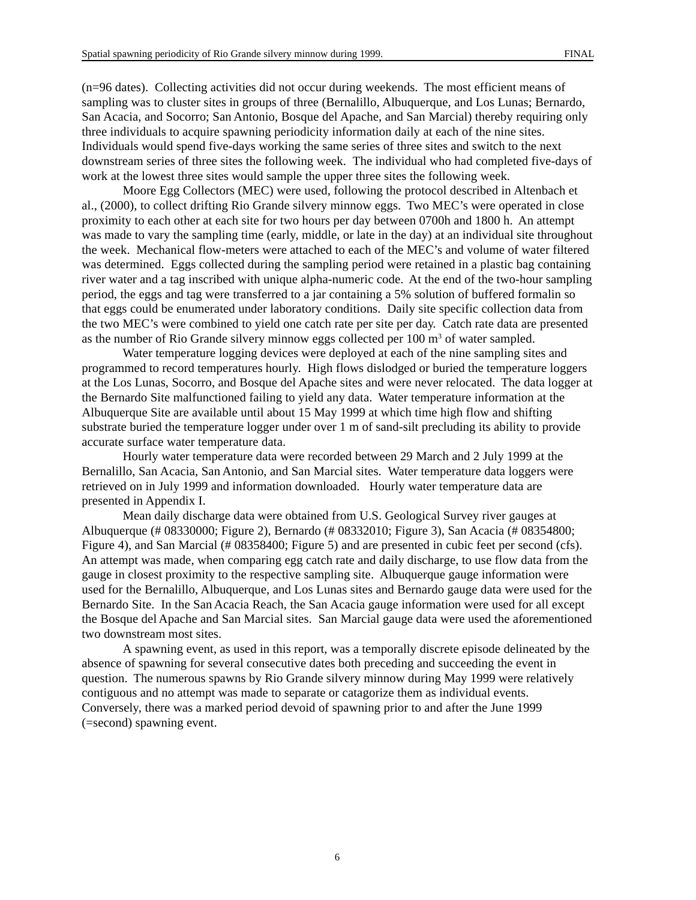(n=96 dates). Collecting activities did not occur during weekends. The most efficient means of sampling was to cluster sites in groups of three (Bernalillo, Albuquerque, and Los Lunas; Bernardo, San Acacia, and Socorro; San Antonio, Bosque del Apache, and San Marcial) thereby requiring only three individuals to acquire spawning periodicity information daily at each of the nine sites. Individuals would spend five-days working the same series of three sites and switch to the next downstream series of three sites the following week. The individual who had completed five-days of work at the lowest three sites would sample the upper three sites the following week.

Moore Egg Collectors (MEC) were used, following the protocol described in Altenbach et al., (2000), to collect drifting Rio Grande silvery minnow eggs. Two MEC's were operated in close proximity to each other at each site for two hours per day between 0700h and 1800 h. An attempt was made to vary the sampling time (early, middle, or late in the day) at an individual site throughout the week. Mechanical flow-meters were attached to each of the MEC's and volume of water filtered was determined. Eggs collected during the sampling period were retained in a plastic bag containing river water and a tag inscribed with unique alpha-numeric code. At the end of the two-hour sampling period, the eggs and tag were transferred to a jar containing a 5% solution of buffered formalin so that eggs could be enumerated under laboratory conditions. Daily site specific collection data from the two MEC's were combined to yield one catch rate per site per day. Catch rate data are presented as the number of Rio Grande silvery minnow eggs collected per 100 $m^3$ of water sampled.

Water temperature logging devices were deployed at each of the nine sampling sites and programmed to record temperatures hourly. High flows dislodged or buried the temperature loggers at the Los Lunas, Socorro, and Bosque del Apache sites and were never relocated. The data logger at the Bernardo Site malfunctioned failing to yield any data. Water temperature information at the Albuquerque Site are available until about 15 May 1999 at which time high flow and shifting substrate buried the temperature logger under over 1 m of sand-silt precluding its ability to provide accurate surface water temperature data.

Hourly water temperature data were recorded between 29 March and 2 July 1999 at the Bernalillo, San Acacia, San Antonio, and San Marcial sites. Water temperature data loggers were retrieved on in July 1999 and information downloaded. Hourly water temperature data are presented in Appendix I.

Mean daily discharge data were obtained from U.S. Geological Survey river gauges at Albuquerque (# 08330000; Figure 2), Bernardo (# 08332010; Figure 3), San Acacia (# 08354800; Figure 4), and San Marcial (# 08358400; Figure 5) and are presented in cubic feet per second (cfs). An attempt was made, when comparing egg catch rate and daily discharge, to use flow data from the gauge in closest proximity to the respective sampling site. Albuquerque gauge information were used for the Bernalillo, Albuquerque, and Los Lunas sites and Bernardo gauge data were used for the Bernardo Site. In the San Acacia Reach, the San Acacia gauge information were used for all except the Bosque del Apache and San Marcial sites. San Marcial gauge data were used the aforementioned two downstream most sites.

A spawning event, as used in this report, was a temporally discrete episode delineated by the absence of spawning for several consecutive dates both preceding and succeeding the event in question. The numerous spawns by Rio Grande silvery minnow during May 1999 were relatively contiguous and no attempt was made to separate or catagorize them as individual events. Conversely, there was a marked period devoid of spawning prior to and after the June 1999 (=second) spawning event.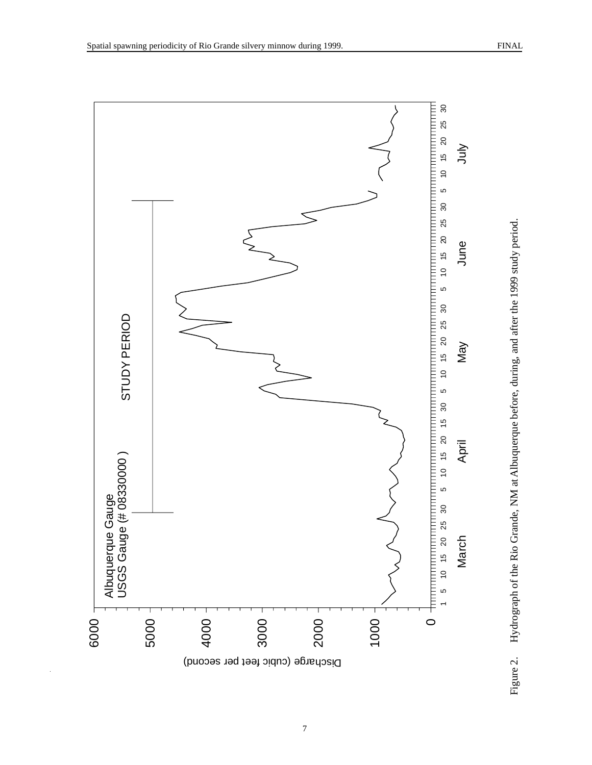Figure 2. Hydrograph of the Rio Grande, NM at Albuquerque before, during, and after the 1999 study period.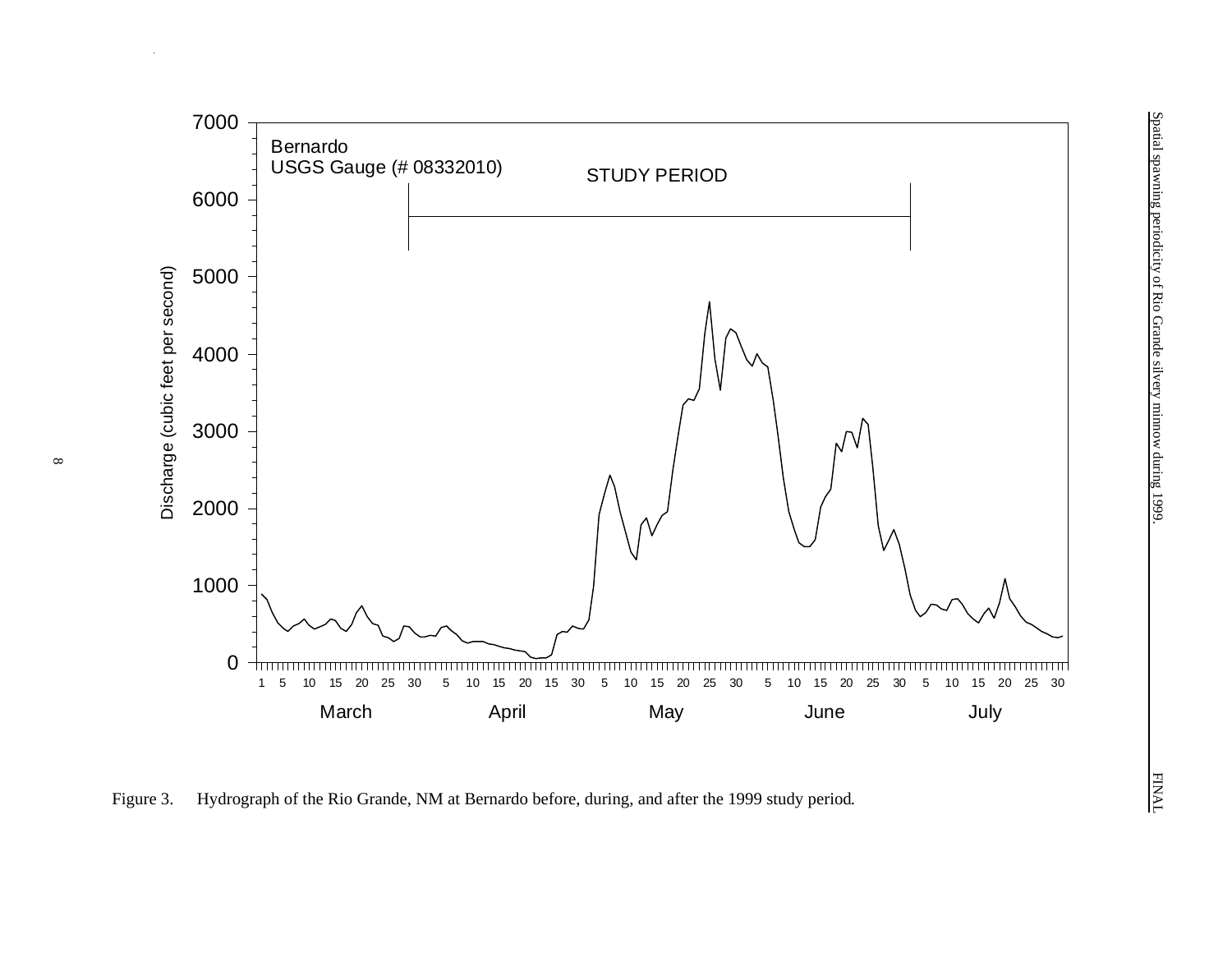Figure 3. Hydrograph of the Rio Grande, NM at Bernardo before, during, and after the 1999 study period.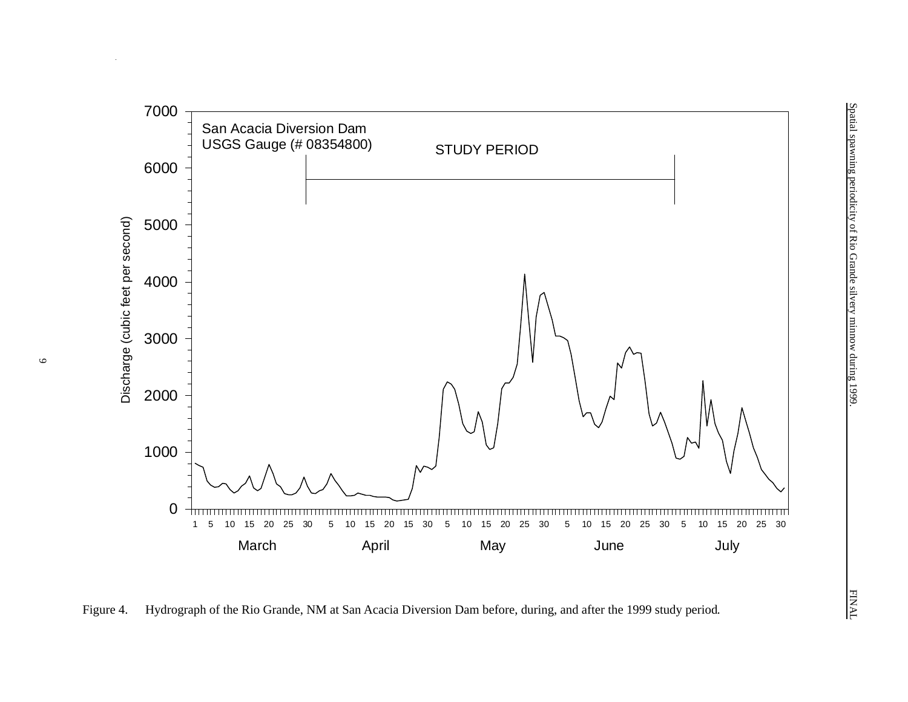Figure 4. Hydrograph of the Rio Grande, NM at San Acacia Diversion Dam before, during, and after the 1999 study period.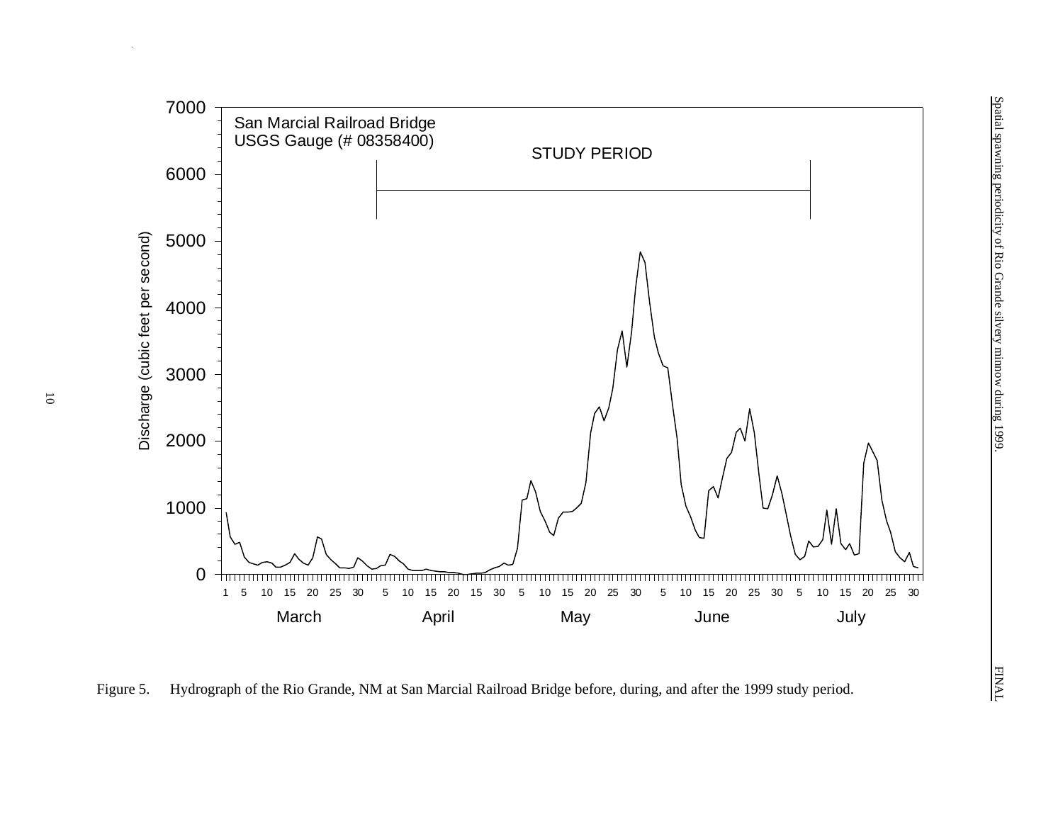Figure 5. Hydrograph of the Rio Grande, NM at San Marcial Railroad Bridge before, during, and after the 1999 study period.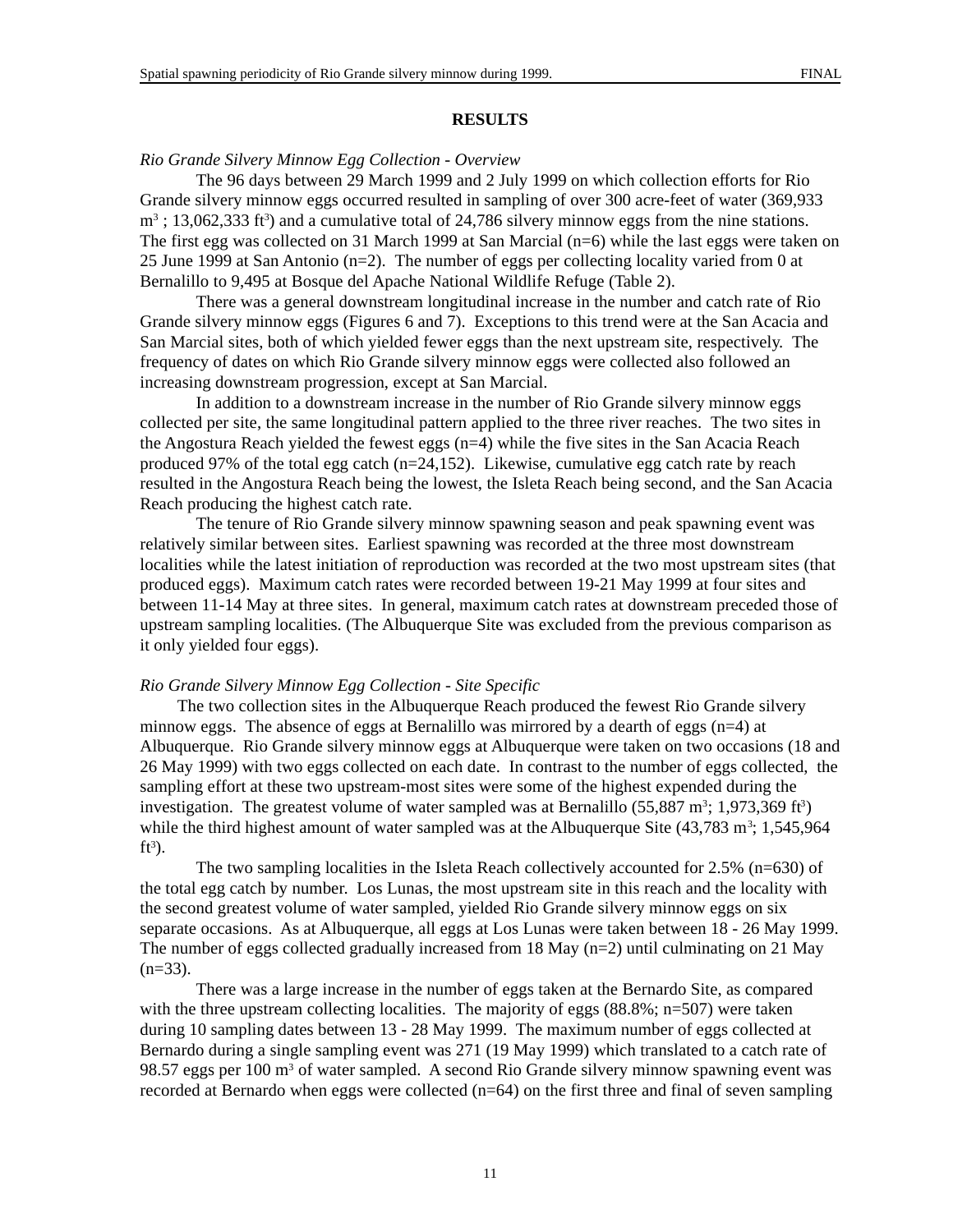## RESULTS

*Rio Grande Silvery Minnow Egg Collection - Overview*

The 96 days between 29 March 1999 and 2 July 1999 on which collection efforts for Rio Grande silvery minnow eggs occurred resulted in sampling of over 300 acre-feet of water (369,933 $m^3$ ; 13,062,333 $ft^3$) and a cumulative total of 24,786 silvery minnow eggs from the nine stations. The first egg was collected on 31 March 1999 at San Marcial (n=6) while the last eggs were taken on 25 June 1999 at San Antonio (n=2). The number of eggs per collecting locality varied from 0 at Bernalillo to 9,495 at Bosque del Apache National Wildlife Refuge (Table 2).

There was a general downstream longitudinal increase in the number and catch rate of Rio Grande silvery minnow eggs (Figures 6 and 7). Exceptions to this trend were at the San Acacia and San Marcial sites, both of which yielded fewer eggs than the next upstream site, respectively. The frequency of dates on which Rio Grande silvery minnow eggs were collected also followed an increasing downstream progression, except at San Marcial.

In addition to a downstream increase in the number of Rio Grande silvery minnow eggs collected per site, the same longitudinal pattern applied to the three river reaches. The two sites in the Angostura Reach yielded the fewest eggs (n=4) while the five sites in the San Acacia Reach produced 97% of the total egg catch (n=24,152). Likewise, cumulative egg catch rate by reach resulted in the Angostura Reach being the lowest, the Isleta Reach being second, and the San Acacia Reach producing the highest catch rate.

The tenure of Rio Grande silvery minnow spawning season and peak spawning event was relatively similar between sites. Earliest spawning was recorded at the three most downstream localities while the latest initiation of reproduction was recorded at the two most upstream sites (that produced eggs). Maximum catch rates were recorded between 19-21 May 1999 at four sites and between 11-14 May at three sites. In general, maximum catch rates at downstream preceded those of upstream sampling localities. (The Albuquerque Site was excluded from the previous comparison as it only yielded four eggs).

*Rio Grande Silvery Minnow Egg Collection - Site Specific*

The two collection sites in the Albuquerque Reach produced the fewest Rio Grande silvery minnow eggs. The absence of eggs at Bernalillo was mirrored by a dearth of eggs (n=4) at Albuquerque. Rio Grande silvery minnow eggs at Albuquerque were taken on two occasions (18 and 26 May 1999) with two eggs collected on each date. In contrast to the number of eggs collected, the sampling effort at these two upstream-most sites were some of the highest expended during the investigation. The greatest volume of water sampled was at Bernalillo (55,887 $m^3$; 1,973,369 $ft^3$) while the third highest amount of water sampled was at the Albuquerque Site (43,783 $m^3$; 1,545,964 $ft^3$).

The two sampling localities in the Isleta Reach collectively accounted for 2.5% (n=630) of the total egg catch by number. Los Lunas, the most upstream site in this reach and the locality with the second greatest volume of water sampled, yielded Rio Grande silvery minnow eggs on six separate occasions. As at Albuquerque, all eggs at Los Lunas were taken between 18 - 26 May 1999. The number of eggs collected gradually increased from 18 May (n=2) until culminating on 21 May (n=33).

There was a large increase in the number of eggs taken at the Bernardo Site, as compared with the three upstream collecting localities. The majority of eggs (88.8%; n=507) were taken during 10 sampling dates between 13 - 28 May 1999. The maximum number of eggs collected at Bernardo during a single sampling event was 271 (19 May 1999) which translated to a catch rate of 98.57 eggs per 100 $m^3$ of water sampled. A second Rio Grande silvery minnow spawning event was recorded at Bernardo when eggs were collected (n=64) on the first three and final of seven sampling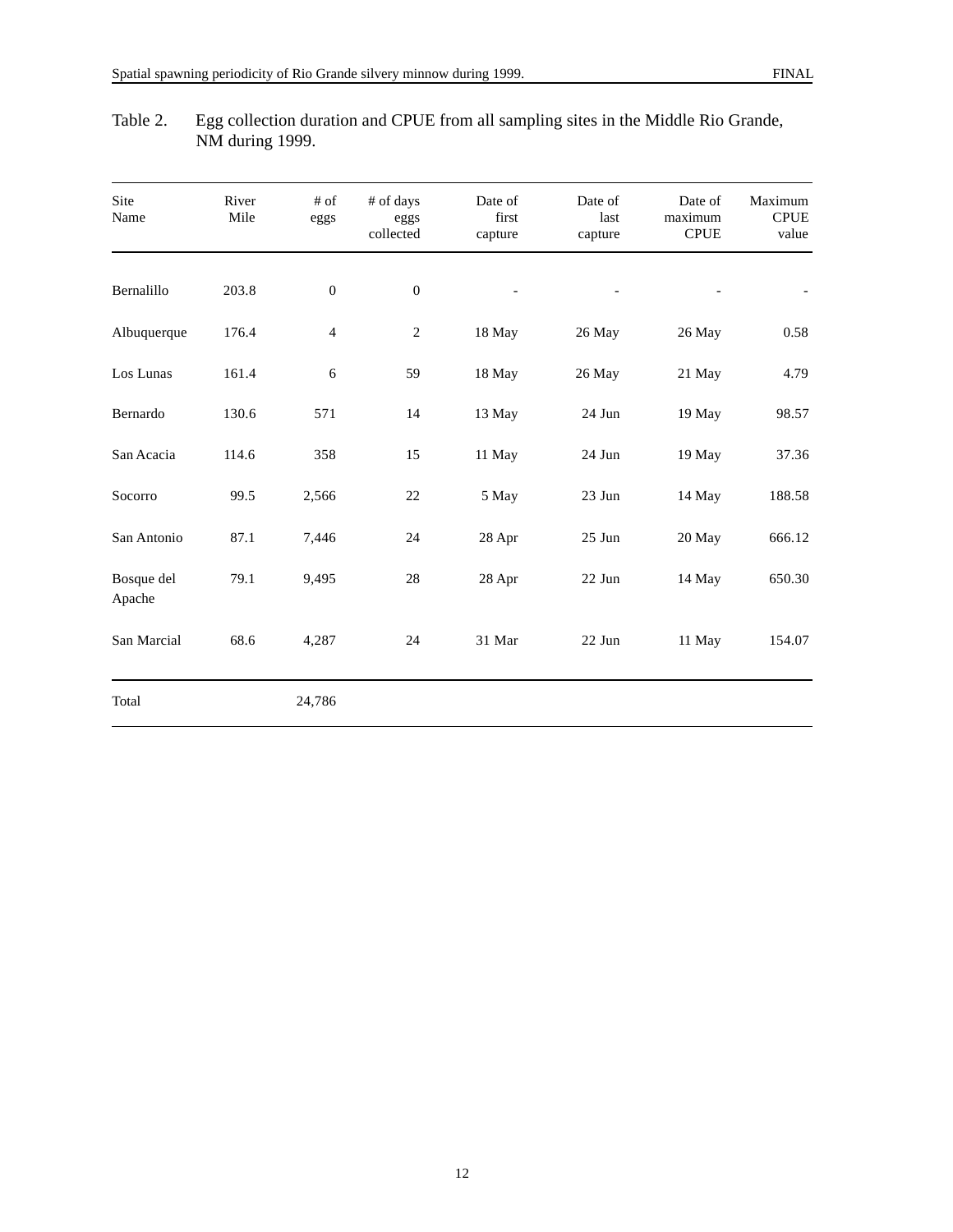Table 2. Egg collection duration and CPUE from all sampling sites in the Middle Rio Grande, NM during 1999.

| Site Name | River Mile | # of eggs | # of days eggs collected | Date of first capture | Date of last capture | Date of maximum CPUE | Maximum CPUE value |
|---|---|---|---|---|---|---|---|
| Bernalillo | 203.8 | 0 | 0 | - | - | - | - |
| Albuquerque | 176.4 | 4 | 2 | 18 May | 26 May | 26 May | 0.58 |
| Los Lunas | 161.4 | 6 | 59 | 18 May | 26 May | 21 May | 4.79 |
| Bernardo | 130.6 | 571 | 14 | 13 May | 24 Jun | 19 May | 98.57 |
| San Acacia | 114.6 | 358 | 15 | 11 May | 24 Jun | 19 May | 37.36 |
| Socorro | 99.5 | 2,566 | 22 | 5 May | 23 Jun | 14 May | 188.58 |
| San Antonio | 87.1 | 7,446 | 24 | 28 Apr | 25 Jun | 20 May | 666.12 |
| Bosque del Apache | 79.1 | 9,495 | 28 | 28 Apr | 22 Jun | 14 May | 650.30 |
| San Marcial | 68.6 | 4,287 | 24 | 31 Mar | 22 Jun | 11 May | 154.07 |
| Total | | 24,786 | | | | | |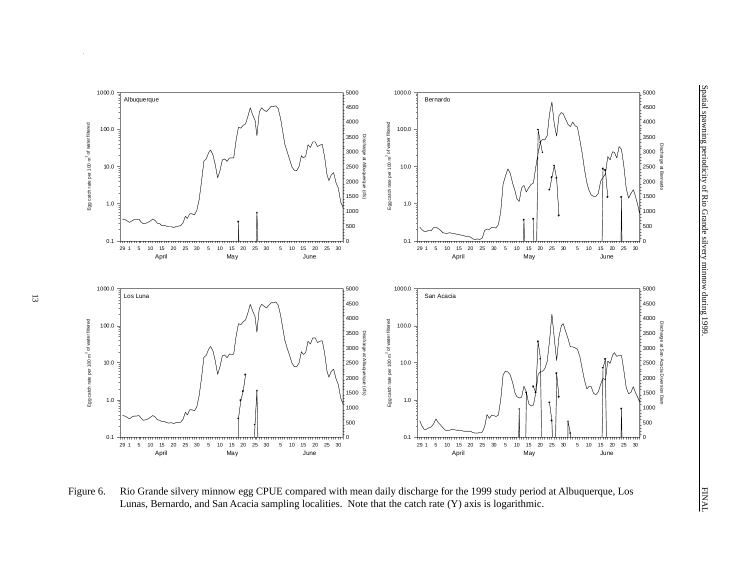Figure 6. Rio Grande silvery minnow egg CPUE compared with mean daily discharge for the 1999 study period at Albuquerque, Los Lunas, Bernardo, and San Acacia sampling localities. Note that the catch rate (Y) axis is logarithmic.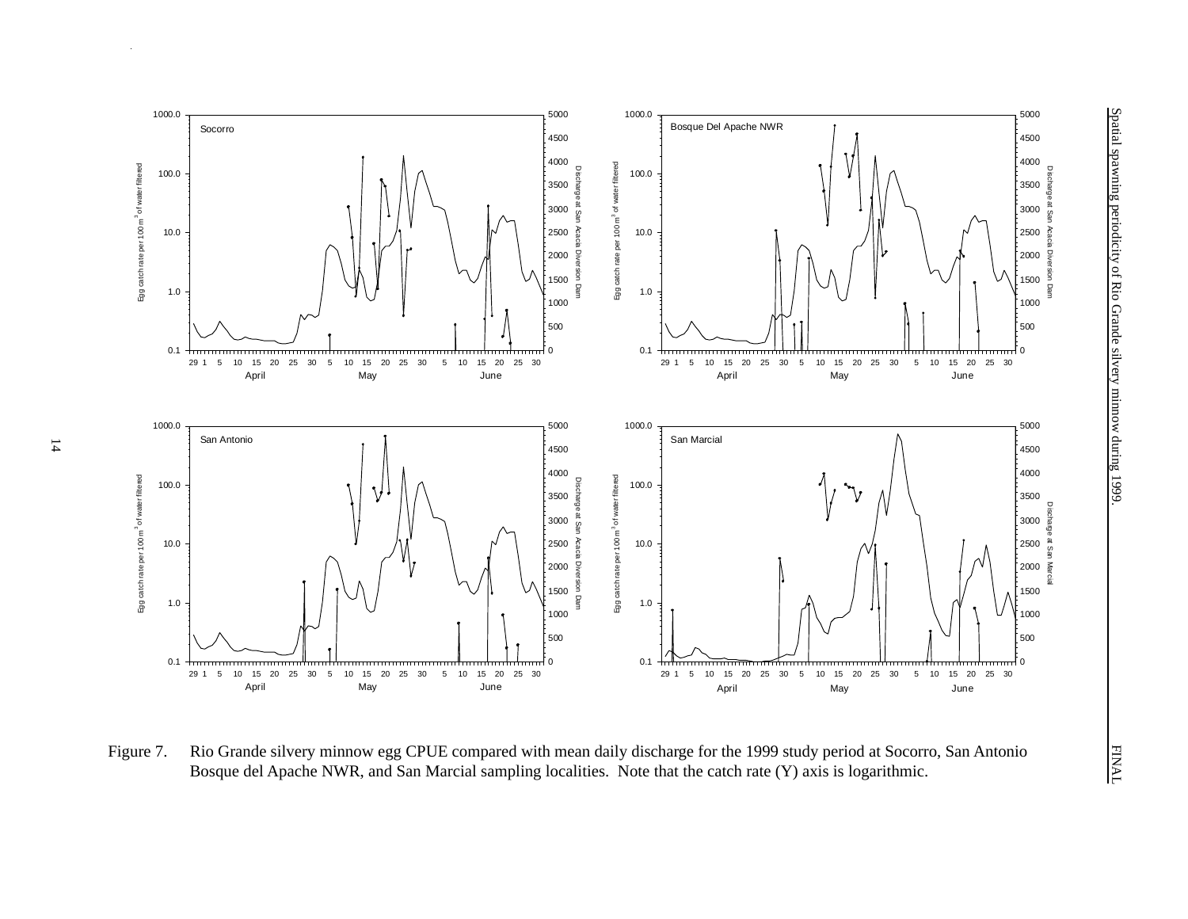Figure 7. Rio Grande silvery minnow egg CPUE compared with mean daily discharge for the 1999 study period at Socorro, San Antonio Bosque del Apache NWR, and San Marcial sampling localities. Note that the catch rate (Y) axis is logarithmic.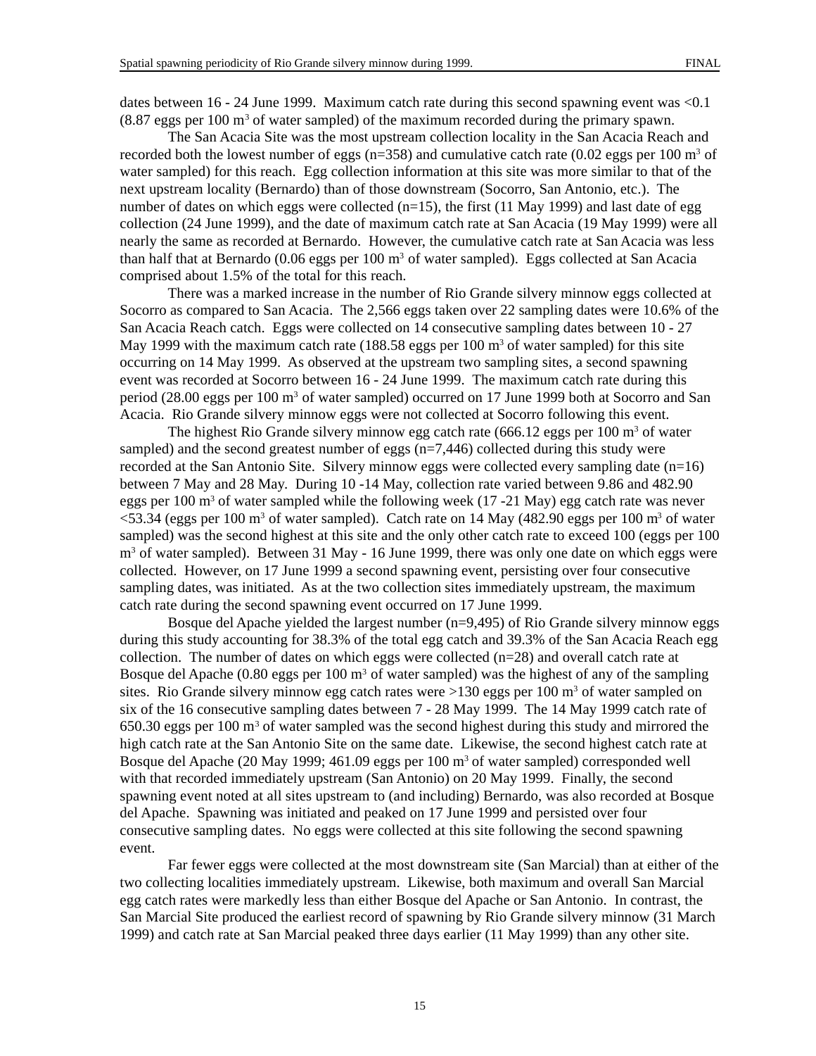dates between 16 - 24 June 1999. Maximum catch rate during this second spawning event was <0.1 (8.87 eggs per 100 $m^3$ of water sampled) of the maximum recorded during the primary spawn.

The San Acacia Site was the most upstream collection locality in the San Acacia Reach and recorded both the lowest number of eggs (n=358) and cumulative catch rate (0.02 eggs per 100 $m^3$ of water sampled) for this reach. Egg collection information at this site was more similar to that of the next upstream locality (Bernardo) than of those downstream (Socorro, San Antonio, etc.). The number of dates on which eggs were collected (n=15), the first (11 May 1999) and last date of egg collection (24 June 1999), and the date of maximum catch rate at San Acacia (19 May 1999) were all nearly the same as recorded at Bernardo. However, the cumulative catch rate at San Acacia was less than half that at Bernardo (0.06 eggs per 100 $m^3$ of water sampled). Eggs collected at San Acacia comprised about 1.5% of the total for this reach.

There was a marked increase in the number of Rio Grande silvery minnow eggs collected at Socorro as compared to San Acacia. The 2,566 eggs taken over 22 sampling dates were 10.6% of the San Acacia Reach catch. Eggs were collected on 14 consecutive sampling dates between 10 - 27 May 1999 with the maximum catch rate (188.58 eggs per 100 $m^3$ of water sampled) for this site occurring on 14 May 1999. As observed at the upstream two sampling sites, a second spawning event was recorded at Socorro between 16 - 24 June 1999. The maximum catch rate during this period (28.00 eggs per 100 $m^3$ of water sampled) occurred on 17 June 1999 both at Socorro and San Acacia. Rio Grande silvery minnow eggs were not collected at Socorro following this event.

The highest Rio Grande silvery minnow egg catch rate (666.12 eggs per 100 $m^3$ of water sampled) and the second greatest number of eggs (n=7,446) collected during this study were recorded at the San Antonio Site. Silvery minnow eggs were collected every sampling date (n=16) between 7 May and 28 May. During 10 -14 May, collection rate varied between 9.86 and 482.90 eggs per 100 $m^3$ of water sampled while the following week (17 -21 May) egg catch rate was never <53.34 (eggs per 100 $m^3$ of water sampled). Catch rate on 14 May (482.90 eggs per 100 $m^3$ of water sampled) was the second highest at this site and the only other catch rate to exceed 100 (eggs per 100 $m^3$ of water sampled). Between 31 May - 16 June 1999, there was only one date on which eggs were collected. However, on 17 June 1999 a second spawning event, persisting over four consecutive sampling dates, was initiated. As at the two collection sites immediately upstream, the maximum catch rate during the second spawning event occurred on 17 June 1999.

Bosque del Apache yielded the largest number (n=9,495) of Rio Grande silvery minnow eggs during this study accounting for 38.3% of the total egg catch and 39.3% of the San Acacia Reach egg collection. The number of dates on which eggs were collected (n=28) and overall catch rate at Bosque del Apache (0.80 eggs per 100 $m^3$ of water sampled) was the highest of any of the sampling sites. Rio Grande silvery minnow egg catch rates were >130 eggs per 100 $m^3$ of water sampled on six of the 16 consecutive sampling dates between 7 - 28 May 1999. The 14 May 1999 catch rate of 650.30 eggs per 100 $m^3$ of water sampled was the second highest during this study and mirrored the high catch rate at the San Antonio Site on the same date. Likewise, the second highest catch rate at Bosque del Apache (20 May 1999; 461.09 eggs per 100 $m^3$ of water sampled) corresponded well with that recorded immediately upstream (San Antonio) on 20 May 1999. Finally, the second spawning event noted at all sites upstream to (and including) Bernardo, was also recorded at Bosque del Apache. Spawning was initiated and peaked on 17 June 1999 and persisted over four consecutive sampling dates. No eggs were collected at this site following the second spawning event.

Far fewer eggs were collected at the most downstream site (San Marcial) than at either of the two collecting localities immediately upstream. Likewise, both maximum and overall San Marcial egg catch rates were markedly less than either Bosque del Apache or San Antonio. In contrast, the San Marcial Site produced the earliest record of spawning by Rio Grande silvery minnow (31 March 1999) and catch rate at San Marcial peaked three days earlier (11 May 1999) than any other site.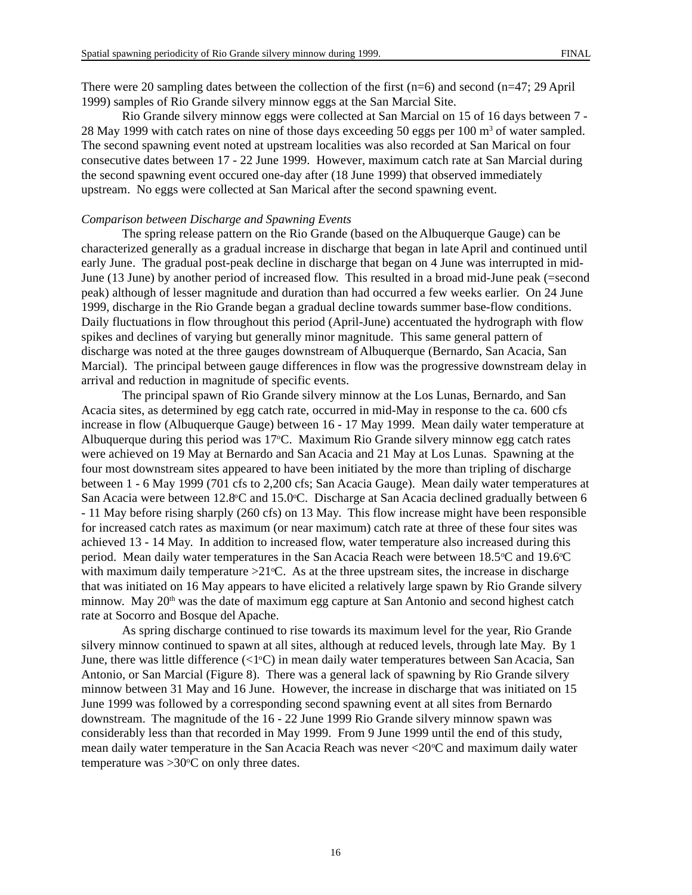There were 20 sampling dates between the collection of the first (n=6) and second (n=47; 29 April 1999) samples of Rio Grande silvery minnow eggs at the San Marcial Site.

Rio Grande silvery minnow eggs were collected at San Marcial on 15 of 16 days between 7 - 28 May 1999 with catch rates on nine of those days exceeding 50 eggs per 100 m$^3$ of water sampled. The second spawning event noted at upstream localities was also recorded at San Marical on four consecutive dates between 17 - 22 June 1999. However, maximum catch rate at San Marcial during the second spawning event occured one-day after (18 June 1999) that observed immediately upstream. No eggs were collected at San Marical after the second spawning event.

*Comparison between Discharge and Spawning Events*

The spring release pattern on the Rio Grande (based on the Albuquerque Gauge) can be characterized generally as a gradual increase in discharge that began in late April and continued until early June. The gradual post-peak decline in discharge that began on 4 June was interrupted in mid-June (13 June) by another period of increased flow. This resulted in a broad mid-June peak (=second peak) although of lesser magnitude and duration than had occurred a few weeks earlier. On 24 June 1999, discharge in the Rio Grande began a gradual decline towards summer base-flow conditions. Daily fluctuations in flow throughout this period (April-June) accentuated the hydrograph with flow spikes and declines of varying but generally minor magnitude. This same general pattern of discharge was noted at the three gauges downstream of Albuquerque (Bernardo, San Acacia, San Marcial). The principal between gauge differences in flow was the progressive downstream delay in arrival and reduction in magnitude of specific events.

The principal spawn of Rio Grande silvery minnow at the Los Lunas, Bernardo, and San Acacia sites, as determined by egg catch rate, occurred in mid-May in response to the ca. 600 cfs increase in flow (Albuquerque Gauge) between 16 - 17 May 1999. Mean daily water temperature at Albuquerque during this period was 17$^o$C. Maximum Rio Grande silvery minnow egg catch rates were achieved on 19 May at Bernardo and San Acacia and 21 May at Los Lunas. Spawning at the four most downstream sites appeared to have been initiated by the more than tripling of discharge between 1 - 6 May 1999 (701 cfs to 2,200 cfs; San Acacia Gauge). Mean daily water temperatures at San Acacia were between 12.8$^o$C and 15.0$^o$C. Discharge at San Acacia declined gradually between 6 - 11 May before rising sharply (260 cfs) on 13 May. This flow increase might have been responsible for increased catch rates as maximum (or near maximum) catch rate at three of these four sites was achieved 13 - 14 May. In addition to increased flow, water temperature also increased during this period. Mean daily water temperatures in the San Acacia Reach were between 18.5$^o$C and 19.6$^o$C with maximum daily temperature >21$^o$C. As at the three upstream sites, the increase in discharge that was initiated on 16 May appears to have elicited a relatively large spawn by Rio Grande silvery minnow. May 20$^{th}$ was the date of maximum egg capture at San Antonio and second highest catch rate at Socorro and Bosque del Apache.

As spring discharge continued to rise towards its maximum level for the year, Rio Grande silvery minnow continued to spawn at all sites, although at reduced levels, through late May. By 1 June, there was little difference (<1$^o$C) in mean daily water temperatures between San Acacia, San Antonio, or San Marcial (Figure 8). There was a general lack of spawning by Rio Grande silvery minnow between 31 May and 16 June. However, the increase in discharge that was initiated on 15 June 1999 was followed by a corresponding second spawning event at all sites from Bernardo downstream. The magnitude of the 16 - 22 June 1999 Rio Grande silvery minnow spawn was considerably less than that recorded in May 1999. From 9 June 1999 until the end of this study, mean daily water temperature in the San Acacia Reach was never <20$^o$C and maximum daily water temperature was >30$^o$C on only three dates.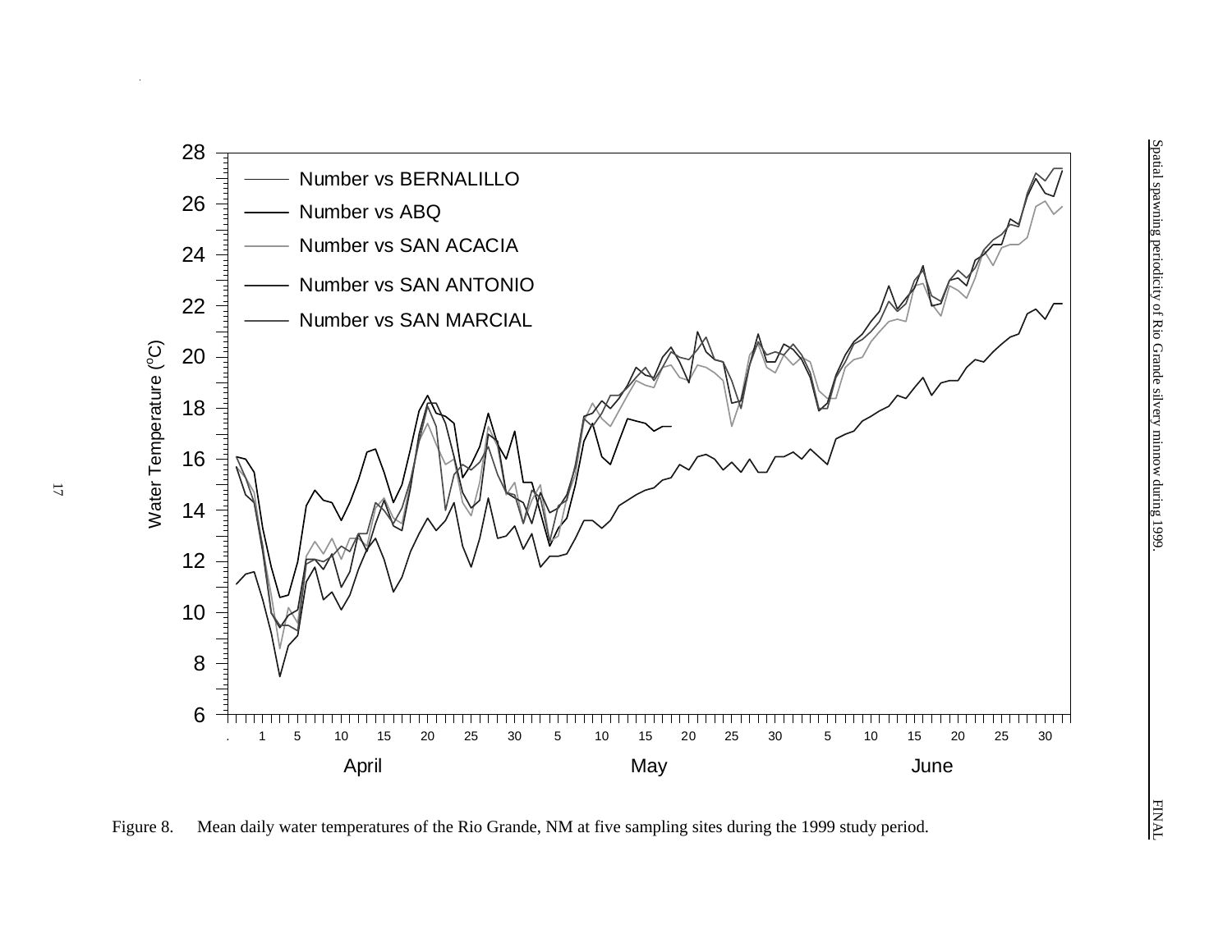Figure 8. Mean daily water temperatures of the Rio Grande, NM at five sampling sites during the 1999 study period.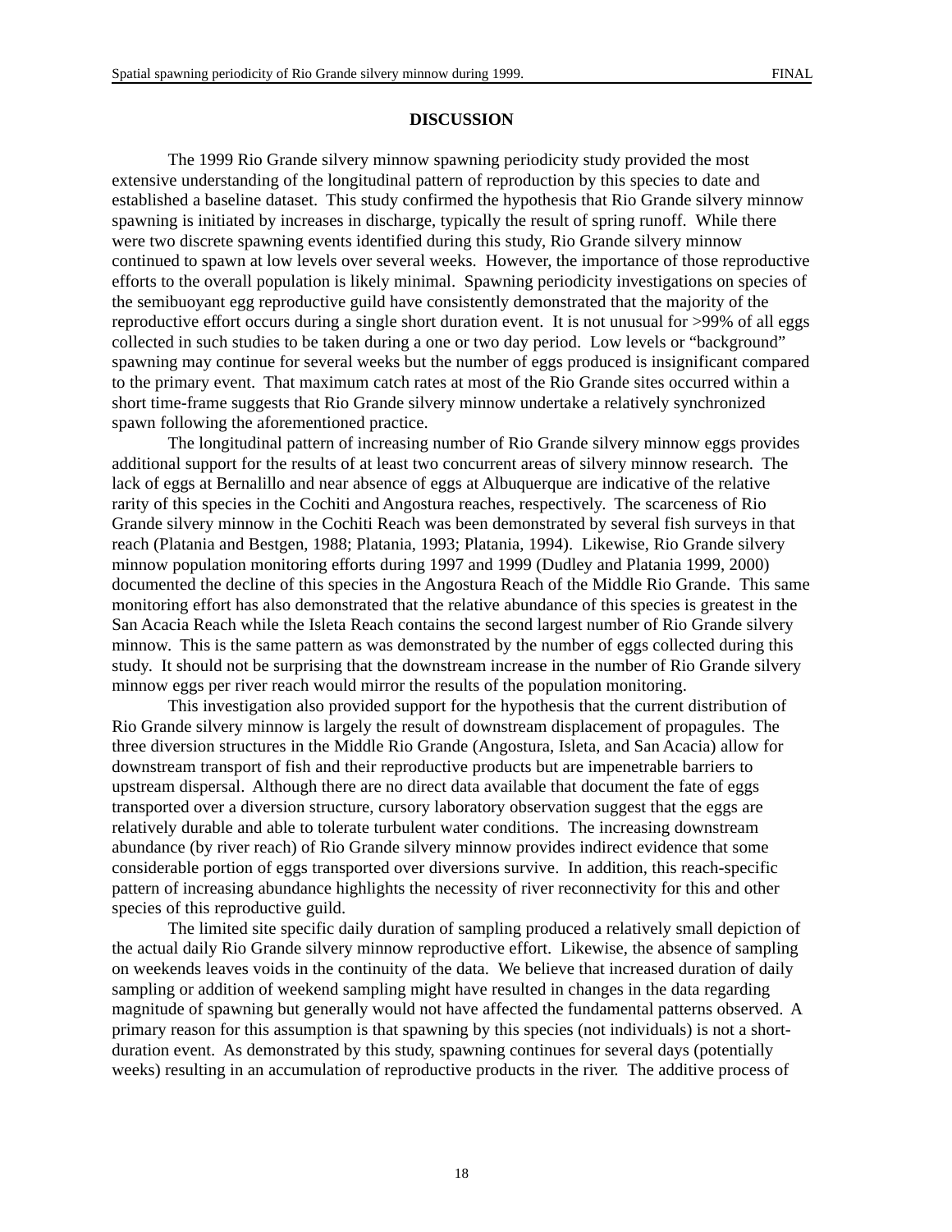## DISCUSSION

The 1999 Rio Grande silvery minnow spawning periodicity study provided the most extensive understanding of the longitudinal pattern of reproduction by this species to date and established a baseline dataset. This study confirmed the hypothesis that Rio Grande silvery minnow spawning is initiated by increases in discharge, typically the result of spring runoff. While there were two discrete spawning events identified during this study, Rio Grande silvery minnow continued to spawn at low levels over several weeks. However, the importance of those reproductive efforts to the overall population is likely minimal. Spawning periodicity investigations on species of the semibuoyant egg reproductive guild have consistently demonstrated that the majority of the reproductive effort occurs during a single short duration event. It is not unusual for >99% of all eggs collected in such studies to be taken during a one or two day period. Low levels or "background" spawning may continue for several weeks but the number of eggs produced is insignificant compared to the primary event. That maximum catch rates at most of the Rio Grande sites occurred within a short time-frame suggests that Rio Grande silvery minnow undertake a relatively synchronized spawn following the aforementioned practice.

The longitudinal pattern of increasing number of Rio Grande silvery minnow eggs provides additional support for the results of at least two concurrent areas of silvery minnow research. The lack of eggs at Bernalillo and near absence of eggs at Albuquerque are indicative of the relative rarity of this species in the Cochiti and Angostura reaches, respectively. The scarceness of Rio Grande silvery minnow in the Cochiti Reach was been demonstrated by several fish surveys in that reach (Platania and Bestgen, 1988; Platania, 1993; Platania, 1994). Likewise, Rio Grande silvery minnow population monitoring efforts during 1997 and 1999 (Dudley and Platania 1999, 2000) documented the decline of this species in the Angostura Reach of the Middle Rio Grande. This same monitoring effort has also demonstrated that the relative abundance of this species is greatest in the San Acacia Reach while the Isleta Reach contains the second largest number of Rio Grande silvery minnow. This is the same pattern as was demonstrated by the number of eggs collected during this study. It should not be surprising that the downstream increase in the number of Rio Grande silvery minnow eggs per river reach would mirror the results of the population monitoring.

This investigation also provided support for the hypothesis that the current distribution of Rio Grande silvery minnow is largely the result of downstream displacement of propagules. The three diversion structures in the Middle Rio Grande (Angostura, Isleta, and San Acacia) allow for downstream transport of fish and their reproductive products but are impenetrable barriers to upstream dispersal. Although there are no direct data available that document the fate of eggs transported over a diversion structure, cursory laboratory observation suggest that the eggs are relatively durable and able to tolerate turbulent water conditions. The increasing downstream abundance (by river reach) of Rio Grande silvery minnow provides indirect evidence that some considerable portion of eggs transported over diversions survive. In addition, this reach-specific pattern of increasing abundance highlights the necessity of river reconnectivity for this and other species of this reproductive guild.

The limited site specific daily duration of sampling produced a relatively small depiction of the actual daily Rio Grande silvery minnow reproductive effort. Likewise, the absence of sampling on weekends leaves voids in the continuity of the data. We believe that increased duration of daily sampling or addition of weekend sampling might have resulted in changes in the data regarding magnitude of spawning but generally would not have affected the fundamental patterns observed. A primary reason for this assumption is that spawning by this species (not individuals) is not a short-duration event. As demonstrated by this study, spawning continues for several days (potentially weeks) resulting in an accumulation of reproductive products in the river. The additive process of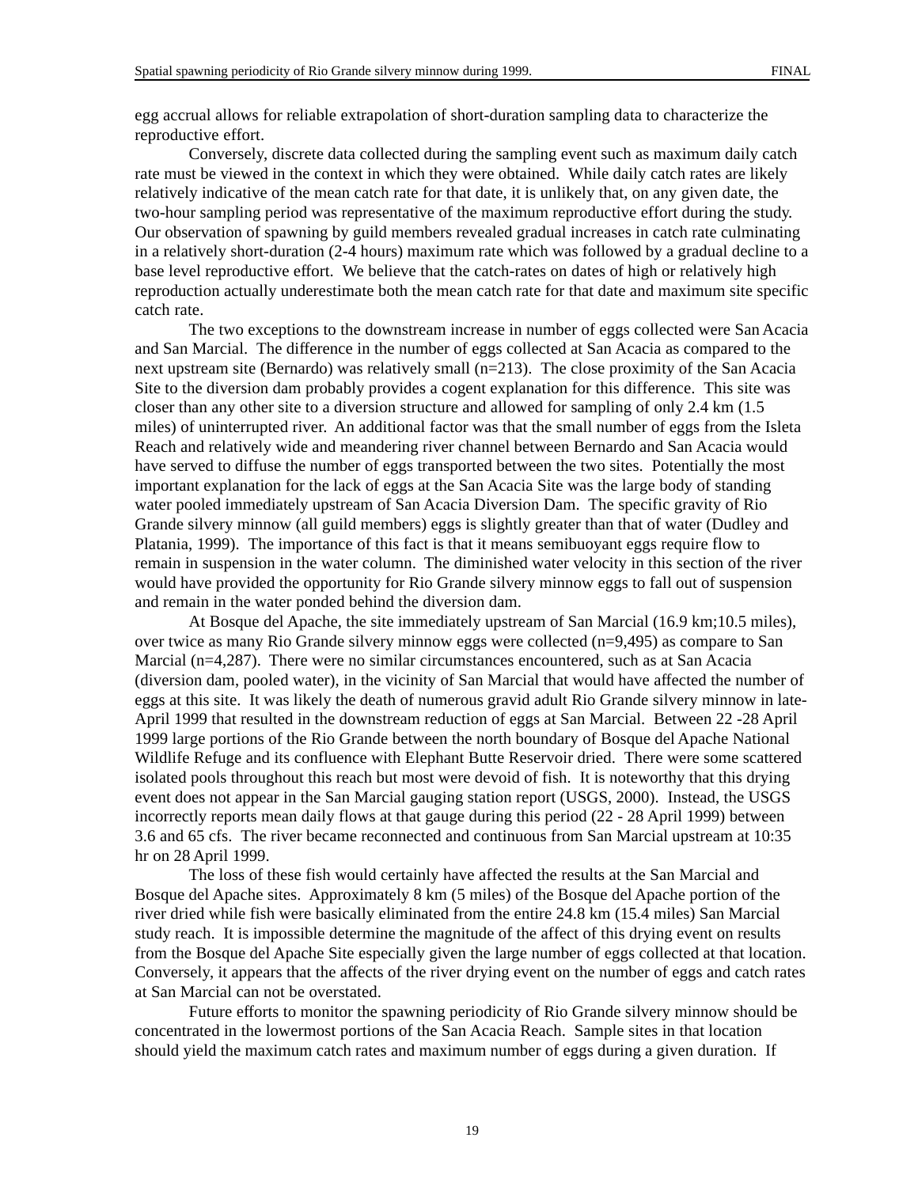egg accrual allows for reliable extrapolation of short-duration sampling data to characterize the reproductive effort.

Conversely, discrete data collected during the sampling event such as maximum daily catch rate must be viewed in the context in which they were obtained. While daily catch rates are likely relatively indicative of the mean catch rate for that date, it is unlikely that, on any given date, the two-hour sampling period was representative of the maximum reproductive effort during the study. Our observation of spawning by guild members revealed gradual increases in catch rate culminating in a relatively short-duration (2-4 hours) maximum rate which was followed by a gradual decline to a base level reproductive effort. We believe that the catch-rates on dates of high or relatively high reproduction actually underestimate both the mean catch rate for that date and maximum site specific catch rate.

The two exceptions to the downstream increase in number of eggs collected were San Acacia and San Marcial. The difference in the number of eggs collected at San Acacia as compared to the next upstream site (Bernardo) was relatively small (n=213). The close proximity of the San Acacia Site to the diversion dam probably provides a cogent explanation for this difference. This site was closer than any other site to a diversion structure and allowed for sampling of only 2.4 km (1.5 miles) of uninterrupted river. An additional factor was that the small number of eggs from the Isleta Reach and relatively wide and meandering river channel between Bernardo and San Acacia would have served to diffuse the number of eggs transported between the two sites. Potentially the most important explanation for the lack of eggs at the San Acacia Site was the large body of standing water pooled immediately upstream of San Acacia Diversion Dam. The specific gravity of Rio Grande silvery minnow (all guild members) eggs is slightly greater than that of water (Dudley and Platania, 1999). The importance of this fact is that it means semibuoyant eggs require flow to remain in suspension in the water column. The diminished water velocity in this section of the river would have provided the opportunity for Rio Grande silvery minnow eggs to fall out of suspension and remain in the water ponded behind the diversion dam.

At Bosque del Apache, the site immediately upstream of San Marcial (16.9 km;10.5 miles), over twice as many Rio Grande silvery minnow eggs were collected (n=9,495) as compare to San Marcial (n=4,287). There were no similar circumstances encountered, such as at San Acacia (diversion dam, pooled water), in the vicinity of San Marcial that would have affected the number of eggs at this site. It was likely the death of numerous gravid adult Rio Grande silvery minnow in late-April 1999 that resulted in the downstream reduction of eggs at San Marcial. Between 22 -28 April 1999 large portions of the Rio Grande between the north boundary of Bosque del Apache National Wildlife Refuge and its confluence with Elephant Butte Reservoir dried. There were some scattered isolated pools throughout this reach but most were devoid of fish. It is noteworthy that this drying event does not appear in the San Marcial gauging station report (USGS, 2000). Instead, the USGS incorrectly reports mean daily flows at that gauge during this period (22 - 28 April 1999) between 3.6 and 65 cfs. The river became reconnected and continuous from San Marcial upstream at 10:35 hr on 28 April 1999.

The loss of these fish would certainly have affected the results at the San Marcial and Bosque del Apache sites. Approximately 8 km (5 miles) of the Bosque del Apache portion of the river dried while fish were basically eliminated from the entire 24.8 km (15.4 miles) San Marcial study reach. It is impossible determine the magnitude of the affect of this drying event on results from the Bosque del Apache Site especially given the large number of eggs collected at that location. Conversely, it appears that the affects of the river drying event on the number of eggs and catch rates at San Marcial can not be overstated.

Future efforts to monitor the spawning periodicity of Rio Grande silvery minnow should be concentrated in the lowermost portions of the San Acacia Reach. Sample sites in that location should yield the maximum catch rates and maximum number of eggs during a given duration. If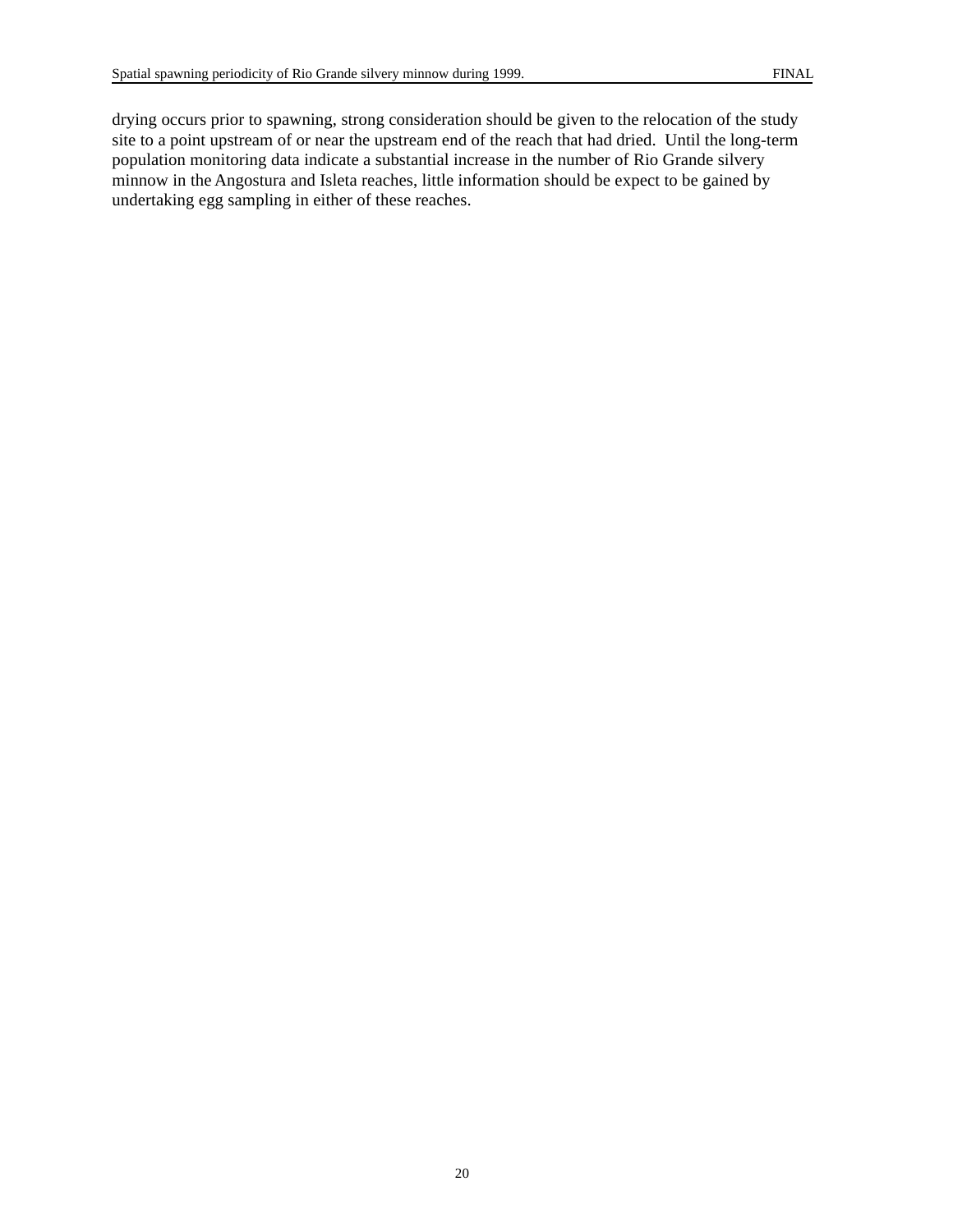drying occurs prior to spawning, strong consideration should be given to the relocation of the study site to a point upstream of or near the upstream end of the reach that had dried. Until the long-term population monitoring data indicate a substantial increase in the number of Rio Grande silvery minnow in the Angostura and Isleta reaches, little information should be expect to be gained by undertaking egg sampling in either of these reaches.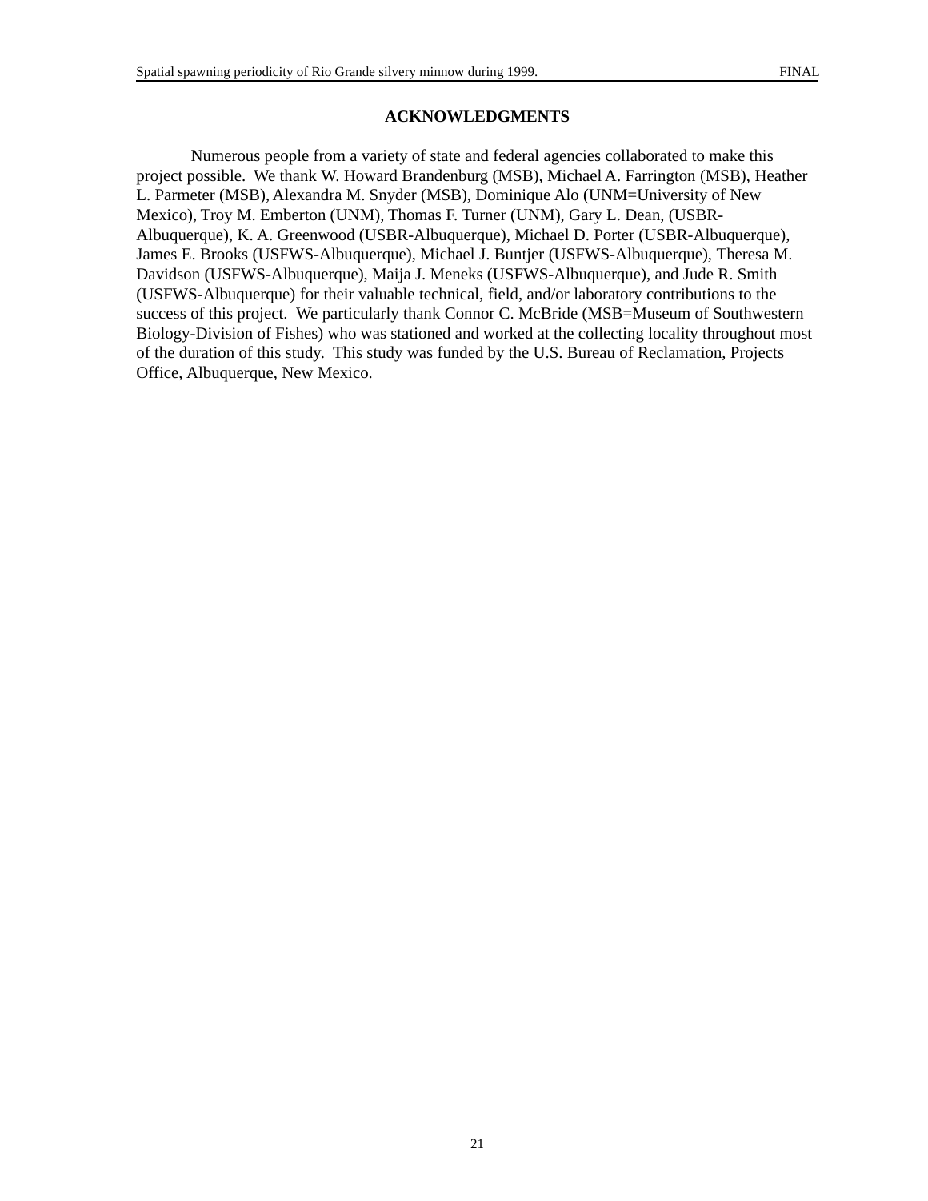## ACKNOWLEDGMENTS

Numerous people from a variety of state and federal agencies collaborated to make this project possible. We thank W. Howard Brandenburg (MSB), Michael A. Farrington (MSB), Heather L. Parmeter (MSB), Alexandra M. Snyder (MSB), Dominique Alo (UNM=University of New Mexico), Troy M. Emberton (UNM), Thomas F. Turner (UNM), Gary L. Dean, (USBR-Albuquerque), K. A. Greenwood (USBR-Albuquerque), Michael D. Porter (USBR-Albuquerque), James E. Brooks (USFWS-Albuquerque), Michael J. Buntjer (USFWS-Albuquerque), Theresa M. Davidson (USFWS-Albuquerque), Maija J. Meneks (USFWS-Albuquerque), and Jude R. Smith (USFWS-Albuquerque) for their valuable technical, field, and/or laboratory contributions to the success of this project. We particularly thank Connor C. McBride (MSB=Museum of Southwestern Biology-Division of Fishes) who was stationed and worked at the collecting locality throughout most of the duration of this study. This study was funded by the U.S. Bureau of Reclamation, Projects Office, Albuquerque, New Mexico.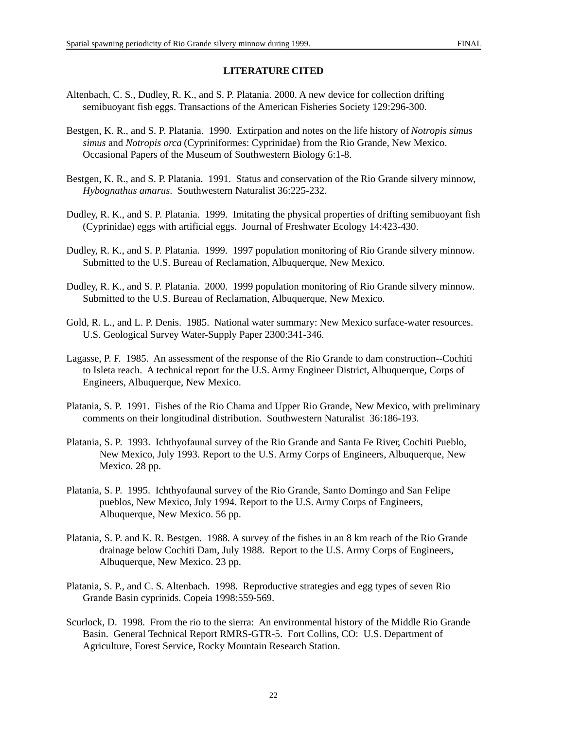## LITERATURE CITED

Altenbach, C. S., Dudley, R. K., and S. P. Platania. 2000. A new device for collection drifting semibuoyant fish eggs. Transactions of the American Fisheries Society 129:296-300.

Bestgen, K. R., and S. P. Platania. 1990. Extirpation and notes on the life history of *Notropis simus simus* and *Notropis orca* (Cypriniformes: Cyprinidae) from the Rio Grande, New Mexico. Occasional Papers of the Museum of Southwestern Biology 6:1-8.

Bestgen, K. R., and S. P. Platania. 1991. Status and conservation of the Rio Grande silvery minnow, *Hybognathus amarus*. Southwestern Naturalist 36:225-232.

Dudley, R. K., and S. P. Platania. 1999. Imitating the physical properties of drifting semibuoyant fish (Cyprinidae) eggs with artificial eggs. Journal of Freshwater Ecology 14:423-430.

Dudley, R. K., and S. P. Platania. 1999. 1997 population monitoring of Rio Grande silvery minnow. Submitted to the U.S. Bureau of Reclamation, Albuquerque, New Mexico.

Dudley, R. K., and S. P. Platania. 2000. 1999 population monitoring of Rio Grande silvery minnow. Submitted to the U.S. Bureau of Reclamation, Albuquerque, New Mexico.

Gold, R. L., and L. P. Denis. 1985. National water summary: New Mexico surface-water resources. U.S. Geological Survey Water-Supply Paper 2300:341-346.

Lagasse, P. F. 1985. An assessment of the response of the Rio Grande to dam construction--Cochiti to Isleta reach. A technical report for the U.S. Army Engineer District, Albuquerque, Corps of Engineers, Albuquerque, New Mexico.

Platania, S. P. 1991. Fishes of the Rio Chama and Upper Rio Grande, New Mexico, with preliminary comments on their longitudinal distribution. Southwestern Naturalist 36:186-193.

Platania, S. P. 1993. Ichthyofaunal survey of the Rio Grande and Santa Fe River, Cochiti Pueblo, New Mexico, July 1993. Report to the U.S. Army Corps of Engineers, Albuquerque, New Mexico. 28 pp.

Platania, S. P. 1995. Ichthyofaunal survey of the Rio Grande, Santo Domingo and San Felipe pueblos, New Mexico, July 1994. Report to the U.S. Army Corps of Engineers, Albuquerque, New Mexico. 56 pp.

Platania, S. P. and K. R. Bestgen. 1988. A survey of the fishes in an 8 km reach of the Rio Grande drainage below Cochiti Dam, July 1988. Report to the U.S. Army Corps of Engineers, Albuquerque, New Mexico. 23 pp.

Platania, S. P., and C. S. Altenbach. 1998. Reproductive strategies and egg types of seven Rio Grande Basin cyprinids. Copeia 1998:559-569.

Scurlock, D. 1998. From the rio to the sierra: An environmental history of the Middle Rio Grande Basin. General Technical Report RMRS-GTR-5. Fort Collins, CO: U.S. Department of Agriculture, Forest Service, Rocky Mountain Research Station.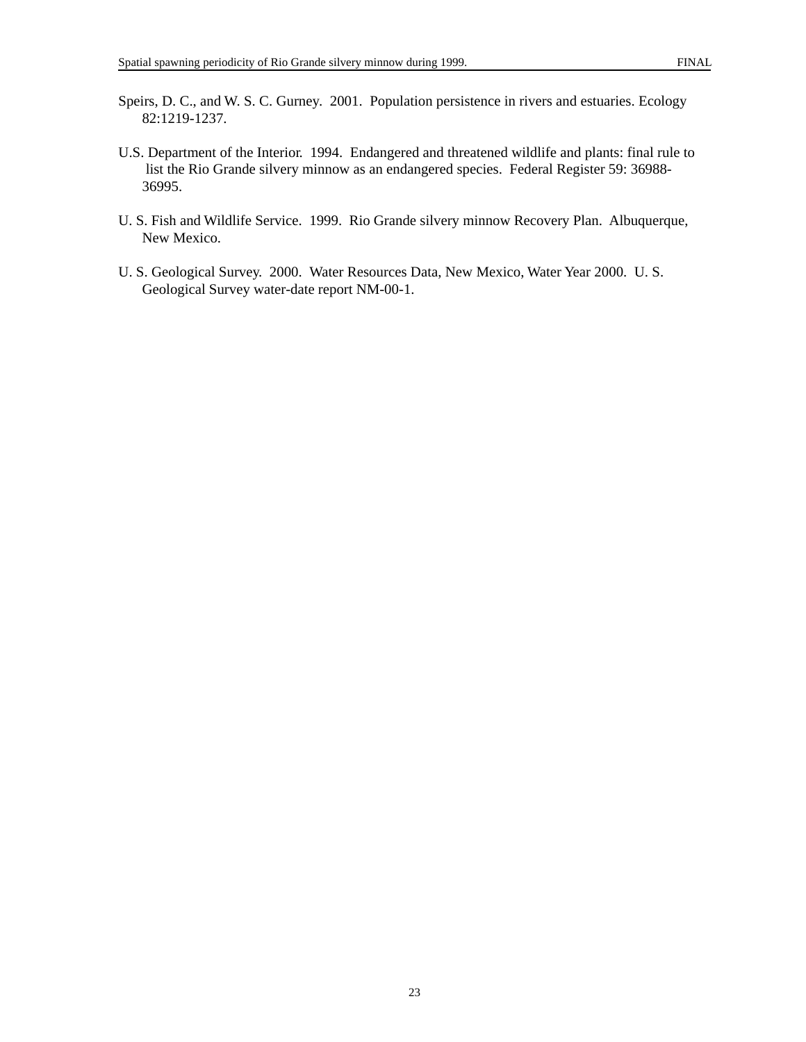Speirs, D. C., and W. S. C. Gurney. 2001. Population persistence in rivers and estuaries. Ecology 82:1219-1237.

U.S. Department of the Interior. 1994. Endangered and threatened wildlife and plants: final rule to list the Rio Grande silvery minnow as an endangered species. Federal Register 59: 36988-36995.

U. S. Fish and Wildlife Service. 1999. Rio Grande silvery minnow Recovery Plan. Albuquerque, New Mexico.

U. S. Geological Survey. 2000. Water Resources Data, New Mexico, Water Year 2000. U. S. Geological Survey water-date report NM-00-1.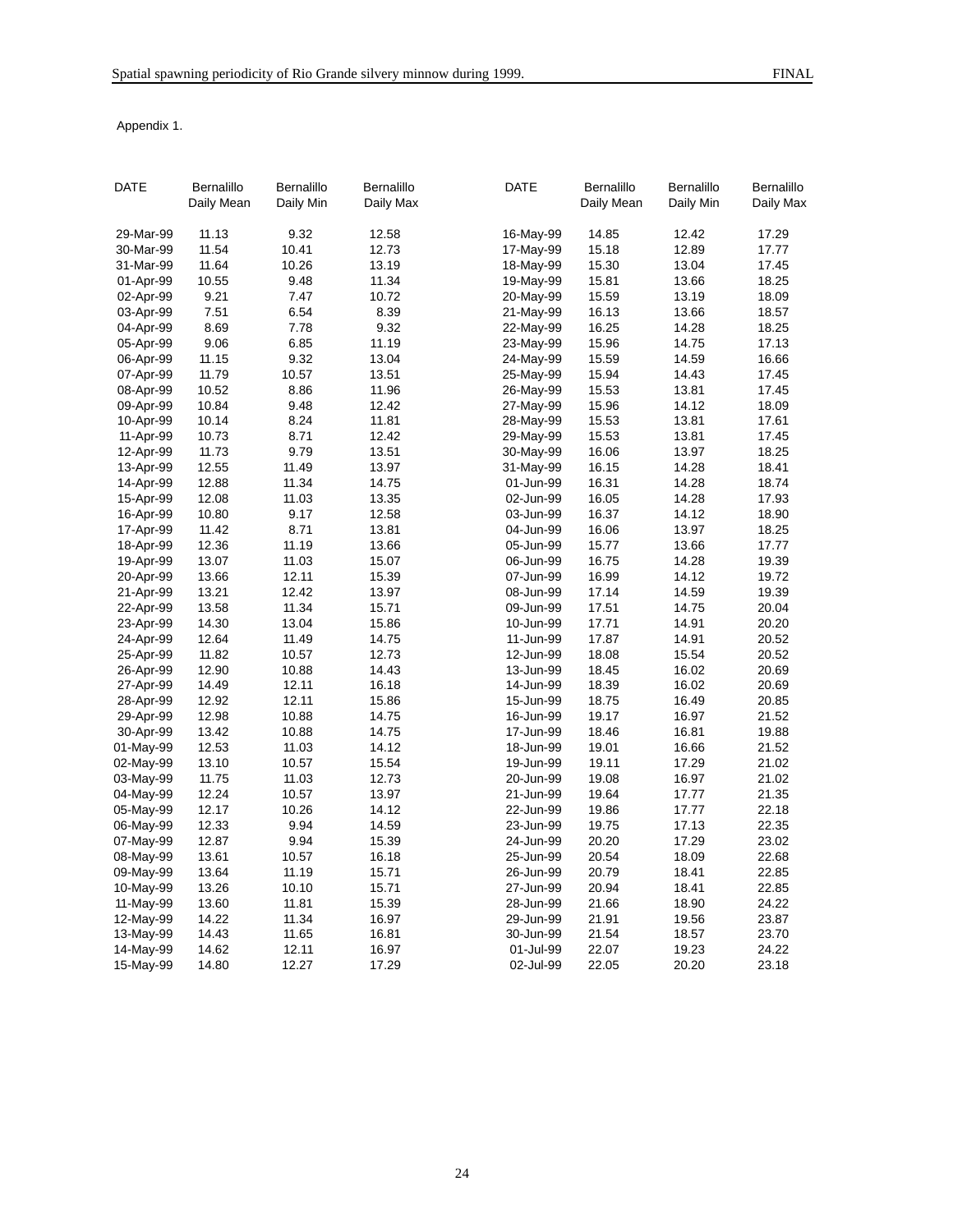Appendix 1.

| DATE | Bernalillo Daily Mean | Bernalillo Daily Min | Bernalillo Daily Max | DATE | Bernalillo Daily Mean | Bernalillo Daily Min | Bernalillo Daily Max |
|---|---|---|---|---|---|---|---|
| 29-Mar-99 | 11.13 | 9.32 | 12.58 | 16-May-99 | 14.85 | 12.42 | 17.29 |
| 30-Mar-99 | 11.54 | 10.41 | 12.73 | 17-May-99 | 15.18 | 12.89 | 17.77 |
| 31-Mar-99 | 11.64 | 10.26 | 13.19 | 18-May-99 | 15.30 | 13.04 | 17.45 |
| 01-Apr-99 | 10.55 | 9.48 | 11.34 | 19-May-99 | 15.81 | 13.66 | 18.25 |
| 02-Apr-99 | 9.21 | 7.47 | 10.72 | 20-May-99 | 15.59 | 13.19 | 18.09 |
| 03-Apr-99 | 7.51 | 6.54 | 8.39 | 21-May-99 | 16.13 | 13.66 | 18.57 |
| 04-Apr-99 | 8.69 | 7.78 | 9.32 | 22-May-99 | 16.25 | 14.28 | 18.25 |
| 05-Apr-99 | 9.06 | 6.85 | 11.19 | 23-May-99 | 15.96 | 14.75 | 17.13 |
| 06-Apr-99 | 11.15 | 9.32 | 13.04 | 24-May-99 | 15.59 | 14.59 | 16.66 |
| 07-Apr-99 | 11.79 | 10.57 | 13.51 | 25-May-99 | 15.94 | 14.43 | 17.45 |
| 08-Apr-99 | 10.52 | 8.86 | 11.96 | 26-May-99 | 15.53 | 13.81 | 17.45 |
| 09-Apr-99 | 10.84 | 9.48 | 12.42 | 27-May-99 | 15.96 | 14.12 | 18.09 |
| 10-Apr-99 | 10.14 | 8.24 | 11.81 | 28-May-99 | 15.53 | 13.81 | 17.61 |
| 11-Apr-99 | 10.73 | 8.71 | 12.42 | 29-May-99 | 15.53 | 13.81 | 17.45 |
| 12-Apr-99 | 11.73 | 9.79 | 13.51 | 30-May-99 | 16.06 | 13.97 | 18.25 |
| 13-Apr-99 | 12.55 | 11.49 | 13.97 | 31-May-99 | 16.15 | 14.28 | 18.41 |
| 14-Apr-99 | 12.88 | 11.34 | 14.75 | 01-Jun-99 | 16.31 | 14.28 | 18.74 |
| 15-Apr-99 | 12.08 | 11.03 | 13.35 | 02-Jun-99 | 16.05 | 14.28 | 17.93 |
| 16-Apr-99 | 10.80 | 9.17 | 12.58 | 03-Jun-99 | 16.37 | 14.12 | 18.90 |
| 17-Apr-99 | 11.42 | 8.71 | 13.81 | 04-Jun-99 | 16.06 | 13.97 | 18.25 |
| 18-Apr-99 | 12.36 | 11.19 | 13.66 | 05-Jun-99 | 15.77 | 13.66 | 17.77 |
| 19-Apr-99 | 13.07 | 11.03 | 15.07 | 06-Jun-99 | 16.75 | 14.28 | 19.39 |
| 20-Apr-99 | 13.66 | 12.11 | 15.39 | 07-Jun-99 | 16.99 | 14.12 | 19.72 |
| 21-Apr-99 | 13.21 | 12.42 | 13.97 | 08-Jun-99 | 17.14 | 14.59 | 19.39 |
| 22-Apr-99 | 13.58 | 11.34 | 15.71 | 09-Jun-99 | 17.51 | 14.75 | 20.04 |
| 23-Apr-99 | 14.30 | 13.04 | 15.86 | 10-Jun-99 | 17.71 | 14.91 | 20.20 |
| 24-Apr-99 | 12.64 | 11.49 | 14.75 | 11-Jun-99 | 17.87 | 14.91 | 20.52 |
| 25-Apr-99 | 11.82 | 10.57 | 12.73 | 12-Jun-99 | 18.08 | 15.54 | 20.52 |
| 26-Apr-99 | 12.90 | 10.88 | 14.43 | 13-Jun-99 | 18.45 | 16.02 | 20.69 |
| 27-Apr-99 | 14.49 | 12.11 | 16.18 | 14-Jun-99 | 18.39 | 16.02 | 20.69 |
| 28-Apr-99 | 12.92 | 12.11 | 15.86 | 15-Jun-99 | 18.75 | 16.49 | 20.85 |
| 29-Apr-99 | 12.98 | 10.88 | 14.75 | 16-Jun-99 | 19.17 | 16.97 | 21.52 |
| 30-Apr-99 | 13.42 | 10.88 | 14.75 | 17-Jun-99 | 18.46 | 16.81 | 19.88 |
| 01-May-99 | 12.53 | 11.03 | 14.12 | 18-Jun-99 | 19.01 | 16.66 | 21.52 |
| 02-May-99 | 13.10 | 10.57 | 15.54 | 19-Jun-99 | 19.11 | 17.29 | 21.02 |
| 03-May-99 | 11.75 | 11.03 | 12.73 | 20-Jun-99 | 19.08 | 16.97 | 21.02 |
| 04-May-99 | 12.24 | 10.57 | 13.97 | 21-Jun-99 | 19.64 | 17.77 | 21.35 |
| 05-May-99 | 12.17 | 10.26 | 14.12 | 22-Jun-99 | 19.86 | 17.77 | 22.18 |
| 06-May-99 | 12.33 | 9.94 | 14.59 | 23-Jun-99 | 19.75 | 17.13 | 22.35 |
| 07-May-99 | 12.87 | 9.94 | 15.39 | 24-Jun-99 | 20.20 | 17.29 | 23.02 |
| 08-May-99 | 13.61 | 10.57 | 16.18 | 25-Jun-99 | 20.54 | 18.09 | 22.68 |
| 09-May-99 | 13.64 | 11.19 | 15.71 | 26-Jun-99 | 20.79 | 18.41 | 22.85 |
| 10-May-99 | 13.26 | 10.10 | 15.71 | 27-Jun-99 | 20.94 | 18.41 | 22.85 |
| 11-May-99 | 13.60 | 11.81 | 15.39 | 28-Jun-99 | 21.66 | 18.90 | 24.22 |
| 12-May-99 | 14.22 | 11.34 | 16.97 | 29-Jun-99 | 21.91 | 19.56 | 23.87 |
| 13-May-99 | 14.43 | 11.65 | 16.81 | 30-Jun-99 | 21.54 | 18.57 | 23.70 |
| 14-May-99 | 14.62 | 12.11 | 16.97 | 01-Jul-99 | 22.07 | 19.23 | 24.22 |
| 15-May-99 | 14.80 | 12.27 | 17.29 | 02-Jul-99 | 22.05 | 20.20 | 23.18 |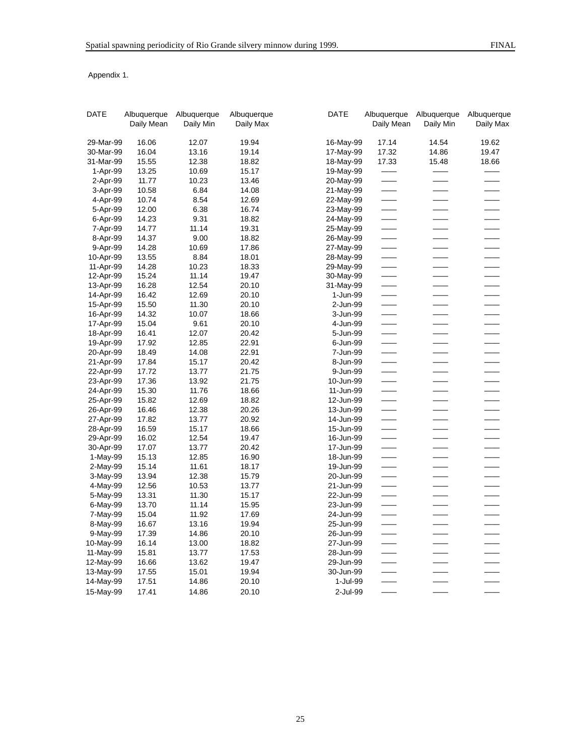Appendix 1.

| DATE | Albuquerque Daily Mean | Albuquerque Daily Min | Albuquerque Daily Max | DATE | Albuquerque Daily Mean | Albuquerque Daily Min | Albuquerque Daily Max |
|---|---|---|---|---|---|---|---|
| 29-Mar-99 | 16.06 | 12.07 | 19.94 | 16-May-99 | 17.14 | 14.54 | 19.62 |
| 30-Mar-99 | 16.04 | 13.16 | 19.14 | 17-May-99 | 17.32 | 14.86 | 19.47 |
| 31-Mar-99 | 15.55 | 12.38 | 18.82 | 18-May-99 | 17.33 | 15.48 | 18.66 |
| 1-Apr-99 | 13.25 | 10.69 | 15.17 | 19-May-99 | —— | —— | —— |
| 2-Apr-99 | 11.77 | 10.23 | 13.46 | 20-May-99 | —— | —— | —— |
| 3-Apr-99 | 10.58 | 6.84 | 14.08 | 21-May-99 | —— | —— | —— |
| 4-Apr-99 | 10.74 | 8.54 | 12.69 | 22-May-99 | —— | —— | —— |
| 5-Apr-99 | 12.00 | 6.38 | 16.74 | 23-May-99 | —— | —— | —— |
| 6-Apr-99 | 14.23 | 9.31 | 18.82 | 24-May-99 | —— | —— | —— |
| 7-Apr-99 | 14.77 | 11.14 | 19.31 | 25-May-99 | —— | —— | —— |
| 8-Apr-99 | 14.37 | 9.00 | 18.82 | 26-May-99 | —— | —— | —— |
| 9-Apr-99 | 14.28 | 10.69 | 17.86 | 27-May-99 | —— | —— | —— |
| 10-Apr-99 | 13.55 | 8.84 | 18.01 | 28-May-99 | —— | —— | —— |
| 11-Apr-99 | 14.28 | 10.23 | 18.33 | 29-May-99 | —— | —— | —— |
| 12-Apr-99 | 15.24 | 11.14 | 19.47 | 30-May-99 | —— | —— | —— |
| 13-Apr-99 | 16.28 | 12.54 | 20.10 | 31-May-99 | —— | —— | —— |
| 14-Apr-99 | 16.42 | 12.69 | 20.10 | 1-Jun-99 | —— | —— | —— |
| 15-Apr-99 | 15.50 | 11.30 | 20.10 | 2-Jun-99 | —— | —— | —— |
| 16-Apr-99 | 14.32 | 10.07 | 18.66 | 3-Jun-99 | —— | —— | —— |
| 17-Apr-99 | 15.04 | 9.61 | 20.10 | 4-Jun-99 | —— | —— | —— |
| 18-Apr-99 | 16.41 | 12.07 | 20.42 | 5-Jun-99 | —— | —— | —— |
| 19-Apr-99 | 17.92 | 12.85 | 22.91 | 6-Jun-99 | —— | —— | —— |
| 20-Apr-99 | 18.49 | 14.08 | 22.91 | 7-Jun-99 | —— | —— | —— |
| 21-Apr-99 | 17.84 | 15.17 | 20.42 | 8-Jun-99 | —— | —— | —— |
| 22-Apr-99 | 17.72 | 13.77 | 21.75 | 9-Jun-99 | —— | —— | —— |
| 23-Apr-99 | 17.36 | 13.92 | 21.75 | 10-Jun-99 | —— | —— | —— |
| 24-Apr-99 | 15.30 | 11.76 | 18.66 | 11-Jun-99 | —— | —— | —— |
| 25-Apr-99 | 15.82 | 12.69 | 18.82 | 12-Jun-99 | —— | —— | —— |
| 26-Apr-99 | 16.46 | 12.38 | 20.26 | 13-Jun-99 | —— | —— | —— |
| 27-Apr-99 | 17.82 | 13.77 | 20.92 | 14-Jun-99 | —— | —— | —— |
| 28-Apr-99 | 16.59 | 15.17 | 18.66 | 15-Jun-99 | —— | —— | —— |
| 29-Apr-99 | 16.02 | 12.54 | 19.47 | 16-Jun-99 | —— | —— | —— |
| 30-Apr-99 | 17.07 | 13.77 | 20.42 | 17-Jun-99 | —— | —— | —— |
| 1-May-99 | 15.13 | 12.85 | 16.90 | 18-Jun-99 | —— | —— | —— |
| 2-May-99 | 15.14 | 11.61 | 18.17 | 19-Jun-99 | —— | —— | —— |
| 3-May-99 | 13.94 | 12.38 | 15.79 | 20-Jun-99 | —— | —— | —— |
| 4-May-99 | 12.56 | 10.53 | 13.77 | 21-Jun-99 | —— | —— | —— |
| 5-May-99 | 13.31 | 11.30 | 15.17 | 22-Jun-99 | —— | —— | —— |
| 6-May-99 | 13.70 | 11.14 | 15.95 | 23-Jun-99 | —— | —— | —— |
| 7-May-99 | 15.04 | 11.92 | 17.69 | 24-Jun-99 | —— | —— | —— |
| 8-May-99 | 16.67 | 13.16 | 19.94 | 25-Jun-99 | —— | —— | —— |
| 9-May-99 | 17.39 | 14.86 | 20.10 | 26-Jun-99 | —— | —— | —— |
| 10-May-99 | 16.14 | 13.00 | 18.82 | 27-Jun-99 | —— | —— | —— |
| 11-May-99 | 15.81 | 13.77 | 17.53 | 28-Jun-99 | —— | —— | —— |
| 12-May-99 | 16.66 | 13.62 | 19.47 | 29-Jun-99 | —— | —— | —— |
| 13-May-99 | 17.55 | 15.01 | 19.94 | 30-Jun-99 | —— | —— | —— |
| 14-May-99 | 17.51 | 14.86 | 20.10 | 1-Jul-99 | —— | —— | —— |
| 15-May-99 | 17.41 | 14.86 | 20.10 | 2-Jul-99 | —— | —— | —— |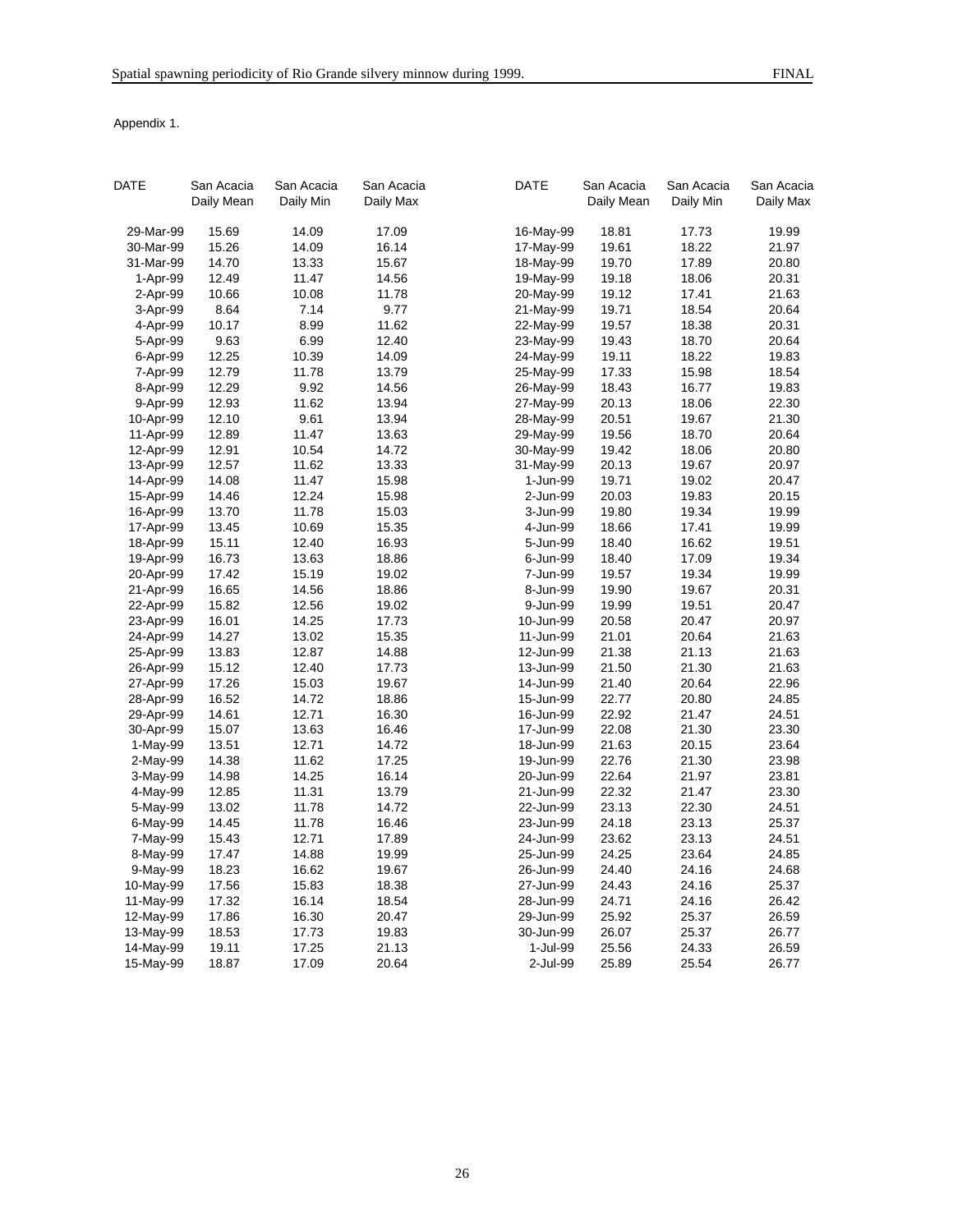Appendix 1.

| DATE | San Acacia Daily Mean | San Acacia Daily Min | San Acacia Daily Max | DATE | San Acacia Daily Mean | San Acacia Daily Min | San Acacia Daily Max |
|---|---|---|---|---|---|---|---|
| 29-Mar-99 | 15.69 | 14.09 | 17.09 | 16-May-99 | 18.81 | 17.73 | 19.99 |
| 30-Mar-99 | 15.26 | 14.09 | 16.14 | 17-May-99 | 19.61 | 18.22 | 21.97 |
| 31-Mar-99 | 14.70 | 13.33 | 15.67 | 18-May-99 | 19.70 | 17.89 | 20.80 |
| 1-Apr-99 | 12.49 | 11.47 | 14.56 | 19-May-99 | 19.18 | 18.06 | 20.31 |
| 2-Apr-99 | 10.66 | 10.08 | 11.78 | 20-May-99 | 19.12 | 17.41 | 21.63 |
| 3-Apr-99 | 8.64 | 7.14 | 9.77 | 21-May-99 | 19.71 | 18.54 | 20.64 |
| 4-Apr-99 | 10.17 | 8.99 | 11.62 | 22-May-99 | 19.57 | 18.38 | 20.31 |
| 5-Apr-99 | 9.63 | 6.99 | 12.40 | 23-May-99 | 19.43 | 18.70 | 20.64 |
| 6-Apr-99 | 12.25 | 10.39 | 14.09 | 24-May-99 | 19.11 | 18.22 | 19.83 |
| 7-Apr-99 | 12.79 | 11.78 | 13.79 | 25-May-99 | 17.33 | 15.98 | 18.54 |
| 8-Apr-99 | 12.29 | 9.92 | 14.56 | 26-May-99 | 18.43 | 16.77 | 19.83 |
| 9-Apr-99 | 12.93 | 11.62 | 13.94 | 27-May-99 | 20.13 | 18.06 | 22.30 |
| 10-Apr-99 | 12.10 | 9.61 | 13.94 | 28-May-99 | 20.51 | 19.67 | 21.30 |
| 11-Apr-99 | 12.89 | 11.47 | 13.63 | 29-May-99 | 19.56 | 18.70 | 20.64 |
| 12-Apr-99 | 12.91 | 10.54 | 14.72 | 30-May-99 | 19.42 | 18.06 | 20.80 |
| 13-Apr-99 | 12.57 | 11.62 | 13.33 | 31-May-99 | 20.13 | 19.67 | 20.97 |
| 14-Apr-99 | 14.08 | 11.47 | 15.98 | 1-Jun-99 | 19.71 | 19.02 | 20.47 |
| 15-Apr-99 | 14.46 | 12.24 | 15.98 | 2-Jun-99 | 20.03 | 19.83 | 20.15 |
| 16-Apr-99 | 13.70 | 11.78 | 15.03 | 3-Jun-99 | 19.80 | 19.34 | 19.99 |
| 17-Apr-99 | 13.45 | 10.69 | 15.35 | 4-Jun-99 | 18.66 | 17.41 | 19.99 |
| 18-Apr-99 | 15.11 | 12.40 | 16.93 | 5-Jun-99 | 18.40 | 16.62 | 19.51 |
| 19-Apr-99 | 16.73 | 13.63 | 18.86 | 6-Jun-99 | 18.40 | 17.09 | 19.34 |
| 20-Apr-99 | 17.42 | 15.19 | 19.02 | 7-Jun-99 | 19.57 | 19.34 | 19.99 |
| 21-Apr-99 | 16.65 | 14.56 | 18.86 | 8-Jun-99 | 19.90 | 19.67 | 20.31 |
| 22-Apr-99 | 15.82 | 12.56 | 19.02 | 9-Jun-99 | 19.99 | 19.51 | 20.47 |
| 23-Apr-99 | 16.01 | 14.25 | 17.73 | 10-Jun-99 | 20.58 | 20.47 | 20.97 |
| 24-Apr-99 | 14.27 | 13.02 | 15.35 | 11-Jun-99 | 21.01 | 20.64 | 21.63 |
| 25-Apr-99 | 13.83 | 12.87 | 14.88 | 12-Jun-99 | 21.38 | 21.13 | 21.63 |
| 26-Apr-99 | 15.12 | 12.40 | 17.73 | 13-Jun-99 | 21.50 | 21.30 | 21.63 |
| 27-Apr-99 | 17.26 | 15.03 | 19.67 | 14-Jun-99 | 21.40 | 20.64 | 22.96 |
| 28-Apr-99 | 16.52 | 14.72 | 18.86 | 15-Jun-99 | 22.77 | 20.80 | 24.85 |
| 29-Apr-99 | 14.61 | 12.71 | 16.30 | 16-Jun-99 | 22.92 | 21.47 | 24.51 |
| 30-Apr-99 | 15.07 | 13.63 | 16.46 | 17-Jun-99 | 22.08 | 21.30 | 23.30 |
| 1-May-99 | 13.51 | 12.71 | 14.72 | 18-Jun-99 | 21.63 | 20.15 | 23.64 |
| 2-May-99 | 14.38 | 11.62 | 17.25 | 19-Jun-99 | 22.76 | 21.30 | 23.98 |
| 3-May-99 | 14.98 | 14.25 | 16.14 | 20-Jun-99 | 22.64 | 21.97 | 23.81 |
| 4-May-99 | 12.85 | 11.31 | 13.79 | 21-Jun-99 | 22.32 | 21.47 | 23.30 |
| 5-May-99 | 13.02 | 11.78 | 14.72 | 22-Jun-99 | 23.13 | 22.30 | 24.51 |
| 6-May-99 | 14.45 | 11.78 | 16.46 | 23-Jun-99 | 24.18 | 23.13 | 25.37 |
| 7-May-99 | 15.43 | 12.71 | 17.89 | 24-Jun-99 | 23.62 | 23.13 | 24.51 |
| 8-May-99 | 17.47 | 14.88 | 19.99 | 25-Jun-99 | 24.25 | 23.64 | 24.85 |
| 9-May-99 | 18.23 | 16.62 | 19.67 | 26-Jun-99 | 24.40 | 24.16 | 24.68 |
| 10-May-99 | 17.56 | 15.83 | 18.38 | 27-Jun-99 | 24.43 | 24.16 | 25.37 |
| 11-May-99 | 17.32 | 16.14 | 18.54 | 28-Jun-99 | 24.71 | 24.16 | 26.42 |
| 12-May-99 | 17.86 | 16.30 | 20.47 | 29-Jun-99 | 25.92 | 25.37 | 26.59 |
| 13-May-99 | 18.53 | 17.73 | 19.83 | 30-Jun-99 | 26.07 | 25.37 | 26.77 |
| 14-May-99 | 19.11 | 17.25 | 21.13 | 1-Jul-99 | 25.56 | 24.33 | 26.59 |
| 15-May-99 | 18.87 | 17.09 | 20.64 | 2-Jul-99 | 25.89 | 25.54 | 26.77 |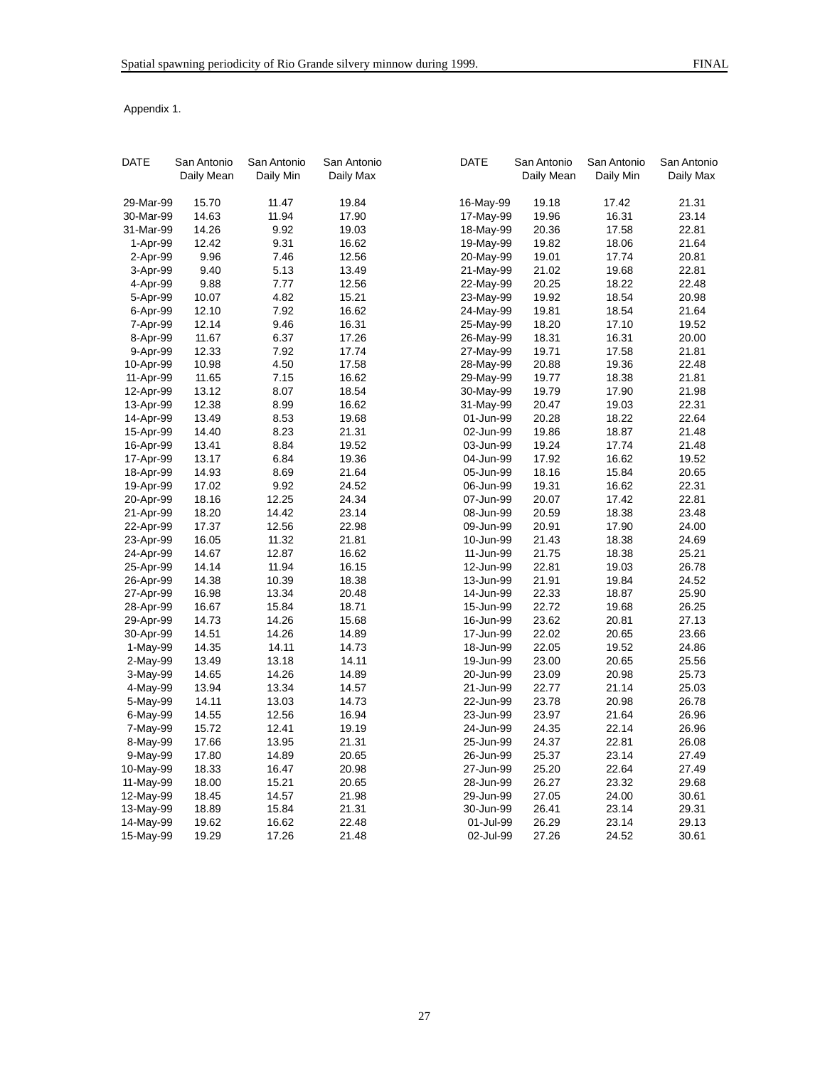Appendix 1.

| DATE | San Antonio Daily Mean | San Antonio Daily Min | San Antonio Daily Max | DATE | San Antonio Daily Mean | San Antonio Daily Min | San Antonio Daily Max |
|---|---|---|---|---|---|---|---|
| 29-Mar-99 | 15.70 | 11.47 | 19.84 | 16-May-99 | 19.18 | 17.42 | 21.31 |
| 30-Mar-99 | 14.63 | 11.94 | 17.90 | 17-May-99 | 19.96 | 16.31 | 23.14 |
| 31-Mar-99 | 14.26 | 9.92 | 19.03 | 18-May-99 | 20.36 | 17.58 | 22.81 |
| 1-Apr-99 | 12.42 | 9.31 | 16.62 | 19-May-99 | 19.82 | 18.06 | 21.64 |
| 2-Apr-99 | 9.96 | 7.46 | 12.56 | 20-May-99 | 19.01 | 17.74 | 20.81 |
| 3-Apr-99 | 9.40 | 5.13 | 13.49 | 21-May-99 | 21.02 | 19.68 | 22.81 |
| 4-Apr-99 | 9.88 | 7.77 | 12.56 | 22-May-99 | 20.25 | 18.22 | 22.48 |
| 5-Apr-99 | 10.07 | 4.82 | 15.21 | 23-May-99 | 19.92 | 18.54 | 20.98 |
| 6-Apr-99 | 12.10 | 7.92 | 16.62 | 24-May-99 | 19.81 | 18.54 | 21.64 |
| 7-Apr-99 | 12.14 | 9.46 | 16.31 | 25-May-99 | 18.20 | 17.10 | 19.52 |
| 8-Apr-99 | 11.67 | 6.37 | 17.26 | 26-May-99 | 18.31 | 16.31 | 20.00 |
| 9-Apr-99 | 12.33 | 7.92 | 17.74 | 27-May-99 | 19.71 | 17.58 | 21.81 |
| 10-Apr-99 | 10.98 | 4.50 | 17.58 | 28-May-99 | 20.88 | 19.36 | 22.48 |
| 11-Apr-99 | 11.65 | 7.15 | 16.62 | 29-May-99 | 19.77 | 18.38 | 21.81 |
| 12-Apr-99 | 13.12 | 8.07 | 18.54 | 30-May-99 | 19.79 | 17.90 | 21.98 |
| 13-Apr-99 | 12.38 | 8.99 | 16.62 | 31-May-99 | 20.47 | 19.03 | 22.31 |
| 14-Apr-99 | 13.49 | 8.53 | 19.68 | 01-Jun-99 | 20.28 | 18.22 | 22.64 |
| 15-Apr-99 | 14.40 | 8.23 | 21.31 | 02-Jun-99 | 19.86 | 18.87 | 21.48 |
| 16-Apr-99 | 13.41 | 8.84 | 19.52 | 03-Jun-99 | 19.24 | 17.74 | 21.48 |
| 17-Apr-99 | 13.17 | 6.84 | 19.36 | 04-Jun-99 | 17.92 | 16.62 | 19.52 |
| 18-Apr-99 | 14.93 | 8.69 | 21.64 | 05-Jun-99 | 18.16 | 15.84 | 20.65 |
| 19-Apr-99 | 17.02 | 9.92 | 24.52 | 06-Jun-99 | 19.31 | 16.62 | 22.31 |
| 20-Apr-99 | 18.16 | 12.25 | 24.34 | 07-Jun-99 | 20.07 | 17.42 | 22.81 |
| 21-Apr-99 | 18.20 | 14.42 | 23.14 | 08-Jun-99 | 20.59 | 18.38 | 23.48 |
| 22-Apr-99 | 17.37 | 12.56 | 22.98 | 09-Jun-99 | 20.91 | 17.90 | 24.00 |
| 23-Apr-99 | 16.05 | 11.32 | 21.81 | 10-Jun-99 | 21.43 | 18.38 | 24.69 |
| 24-Apr-99 | 14.67 | 12.87 | 16.62 | 11-Jun-99 | 21.75 | 18.38 | 25.21 |
| 25-Apr-99 | 14.14 | 11.94 | 16.15 | 12-Jun-99 | 22.81 | 19.03 | 26.78 |
| 26-Apr-99 | 14.38 | 10.39 | 18.38 | 13-Jun-99 | 21.91 | 19.84 | 24.52 |
| 27-Apr-99 | 16.98 | 13.34 | 20.48 | 14-Jun-99 | 22.33 | 18.87 | 25.90 |
| 28-Apr-99 | 16.67 | 15.84 | 18.71 | 15-Jun-99 | 22.72 | 19.68 | 26.25 |
| 29-Apr-99 | 14.73 | 14.26 | 15.68 | 16-Jun-99 | 23.62 | 20.81 | 27.13 |
| 30-Apr-99 | 14.51 | 14.26 | 14.89 | 17-Jun-99 | 22.02 | 20.65 | 23.66 |
| 1-May-99 | 14.35 | 14.11 | 14.73 | 18-Jun-99 | 22.05 | 19.52 | 24.86 |
| 2-May-99 | 13.49 | 13.18 | 14.11 | 19-Jun-99 | 23.00 | 20.65 | 25.56 |
| 3-May-99 | 14.65 | 14.26 | 14.89 | 20-Jun-99 | 23.09 | 20.98 | 25.73 |
| 4-May-99 | 13.94 | 13.34 | 14.57 | 21-Jun-99 | 22.77 | 21.14 | 25.03 |
| 5-May-99 | 14.11 | 13.03 | 14.73 | 22-Jun-99 | 23.78 | 20.98 | 26.78 |
| 6-May-99 | 14.55 | 12.56 | 16.94 | 23-Jun-99 | 23.97 | 21.64 | 26.96 |
| 7-May-99 | 15.72 | 12.41 | 19.19 | 24-Jun-99 | 24.35 | 22.14 | 26.96 |
| 8-May-99 | 17.66 | 13.95 | 21.31 | 25-Jun-99 | 24.37 | 22.81 | 26.08 |
| 9-May-99 | 17.80 | 14.89 | 20.65 | 26-Jun-99 | 25.37 | 23.14 | 27.49 |
| 10-May-99 | 18.33 | 16.47 | 20.98 | 27-Jun-99 | 25.20 | 22.64 | 27.49 |
| 11-May-99 | 18.00 | 15.21 | 20.65 | 28-Jun-99 | 26.27 | 23.32 | 29.68 |
| 12-May-99 | 18.45 | 14.57 | 21.98 | 29-Jun-99 | 27.05 | 24.00 | 30.61 |
| 13-May-99 | 18.89 | 15.84 | 21.31 | 30-Jun-99 | 26.41 | 23.14 | 29.31 |
| 14-May-99 | 19.62 | 16.62 | 22.48 | 01-Jul-99 | 26.29 | 23.14 | 29.13 |
| 15-May-99 | 19.29 | 17.26 | 21.48 | 02-Jul-99 | 27.26 | 24.52 | 30.61 |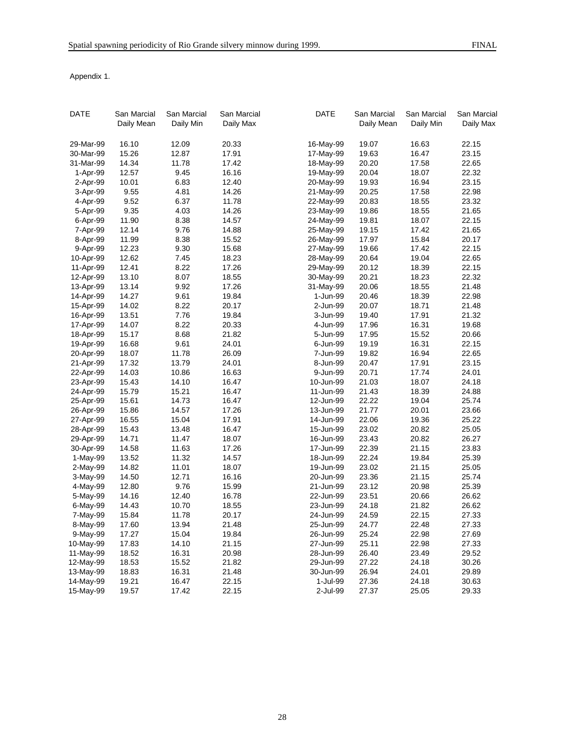Appendix 1.

| DATE | San Marcial Daily Mean | San Marcial Daily Min | San Marcial Daily Max | DATE | San Marcial Daily Mean | San Marcial Daily Min | San Marcial Daily Max |
|---|---|---|---|---|---|---|---|
| 29-Mar-99 | 16.10 | 12.09 | 20.33 | 16-May-99 | 19.07 | 16.63 | 22.15 |
| 30-Mar-99 | 15.26 | 12.87 | 17.91 | 17-May-99 | 19.63 | 16.47 | 23.15 |
| 31-Mar-99 | 14.34 | 11.78 | 17.42 | 18-May-99 | 20.20 | 17.58 | 22.65 |
| 1-Apr-99 | 12.57 | 9.45 | 16.16 | 19-May-99 | 20.04 | 18.07 | 22.32 |
| 2-Apr-99 | 10.01 | 6.83 | 12.40 | 20-May-99 | 19.93 | 16.94 | 23.15 |
| 3-Apr-99 | 9.55 | 4.81 | 14.26 | 21-May-99 | 20.25 | 17.58 | 22.98 |
| 4-Apr-99 | 9.52 | 6.37 | 11.78 | 22-May-99 | 20.83 | 18.55 | 23.32 |
| 5-Apr-99 | 9.35 | 4.03 | 14.26 | 23-May-99 | 19.86 | 18.55 | 21.65 |
| 6-Apr-99 | 11.90 | 8.38 | 14.57 | 24-May-99 | 19.81 | 18.07 | 22.15 |
| 7-Apr-99 | 12.14 | 9.76 | 14.88 | 25-May-99 | 19.15 | 17.42 | 21.65 |
| 8-Apr-99 | 11.99 | 8.38 | 15.52 | 26-May-99 | 17.97 | 15.84 | 20.17 |
| 9-Apr-99 | 12.23 | 9.30 | 15.68 | 27-May-99 | 19.66 | 17.42 | 22.15 |
| 10-Apr-99 | 12.62 | 7.45 | 18.23 | 28-May-99 | 20.64 | 19.04 | 22.65 |
| 11-Apr-99 | 12.41 | 8.22 | 17.26 | 29-May-99 | 20.12 | 18.39 | 22.15 |
| 12-Apr-99 | 13.10 | 8.07 | 18.55 | 30-May-99 | 20.21 | 18.23 | 22.32 |
| 13-Apr-99 | 13.14 | 9.92 | 17.26 | 31-May-99 | 20.06 | 18.55 | 21.48 |
| 14-Apr-99 | 14.27 | 9.61 | 19.84 | 1-Jun-99 | 20.46 | 18.39 | 22.98 |
| 15-Apr-99 | 14.02 | 8.22 | 20.17 | 2-Jun-99 | 20.07 | 18.71 | 21.48 |
| 16-Apr-99 | 13.51 | 7.76 | 19.84 | 3-Jun-99 | 19.40 | 17.91 | 21.32 |
| 17-Apr-99 | 14.07 | 8.22 | 20.33 | 4-Jun-99 | 17.96 | 16.31 | 19.68 |
| 18-Apr-99 | 15.17 | 8.68 | 21.82 | 5-Jun-99 | 17.95 | 15.52 | 20.66 |
| 19-Apr-99 | 16.68 | 9.61 | 24.01 | 6-Jun-99 | 19.19 | 16.31 | 22.15 |
| 20-Apr-99 | 18.07 | 11.78 | 26.09 | 7-Jun-99 | 19.82 | 16.94 | 22.65 |
| 21-Apr-99 | 17.32 | 13.79 | 24.01 | 8-Jun-99 | 20.47 | 17.91 | 23.15 |
| 22-Apr-99 | 14.03 | 10.86 | 16.63 | 9-Jun-99 | 20.71 | 17.74 | 24.01 |
| 23-Apr-99 | 15.43 | 14.10 | 16.47 | 10-Jun-99 | 21.03 | 18.07 | 24.18 |
| 24-Apr-99 | 15.79 | 15.21 | 16.47 | 11-Jun-99 | 21.43 | 18.39 | 24.88 |
| 25-Apr-99 | 15.61 | 14.73 | 16.47 | 12-Jun-99 | 22.22 | 19.04 | 25.74 |
| 26-Apr-99 | 15.86 | 14.57 | 17.26 | 13-Jun-99 | 21.77 | 20.01 | 23.66 |
| 27-Apr-99 | 16.55 | 15.04 | 17.91 | 14-Jun-99 | 22.06 | 19.36 | 25.22 |
| 28-Apr-99 | 15.43 | 13.48 | 16.47 | 15-Jun-99 | 23.02 | 20.82 | 25.05 |
| 29-Apr-99 | 14.71 | 11.47 | 18.07 | 16-Jun-99 | 23.43 | 20.82 | 26.27 |
| 30-Apr-99 | 14.58 | 11.63 | 17.26 | 17-Jun-99 | 22.39 | 21.15 | 23.83 |
| 1-May-99 | 13.52 | 11.32 | 14.57 | 18-Jun-99 | 22.24 | 19.84 | 25.39 |
| 2-May-99 | 14.82 | 11.01 | 18.07 | 19-Jun-99 | 23.02 | 21.15 | 25.05 |
| 3-May-99 | 14.50 | 12.71 | 16.16 | 20-Jun-99 | 23.36 | 21.15 | 25.74 |
| 4-May-99 | 12.80 | 9.76 | 15.99 | 21-Jun-99 | 23.12 | 20.98 | 25.39 |
| 5-May-99 | 14.16 | 12.40 | 16.78 | 22-Jun-99 | 23.51 | 20.66 | 26.62 |
| 6-May-99 | 14.43 | 10.70 | 18.55 | 23-Jun-99 | 24.18 | 21.82 | 26.62 |
| 7-May-99 | 15.84 | 11.78 | 20.17 | 24-Jun-99 | 24.59 | 22.15 | 27.33 |
| 8-May-99 | 17.60 | 13.94 | 21.48 | 25-Jun-99 | 24.77 | 22.48 | 27.33 |
| 9-May-99 | 17.27 | 15.04 | 19.84 | 26-Jun-99 | 25.24 | 22.98 | 27.69 |
| 10-May-99 | 17.83 | 14.10 | 21.15 | 27-Jun-99 | 25.11 | 22.98 | 27.33 |
| 11-May-99 | 18.52 | 16.31 | 20.98 | 28-Jun-99 | 26.40 | 23.49 | 29.52 |
| 12-May-99 | 18.53 | 15.52 | 21.82 | 29-Jun-99 | 27.22 | 24.18 | 30.26 |
| 13-May-99 | 18.83 | 16.31 | 21.48 | 30-Jun-99 | 26.94 | 24.01 | 29.89 |
| 14-May-99 | 19.21 | 16.47 | 22.15 | 1-Jul-99 | 27.36 | 24.18 | 30.63 |
| 15-May-99 | 19.57 | 17.42 | 22.15 | 2-Jul-99 | 27.37 | 25.05 | 29.33 |